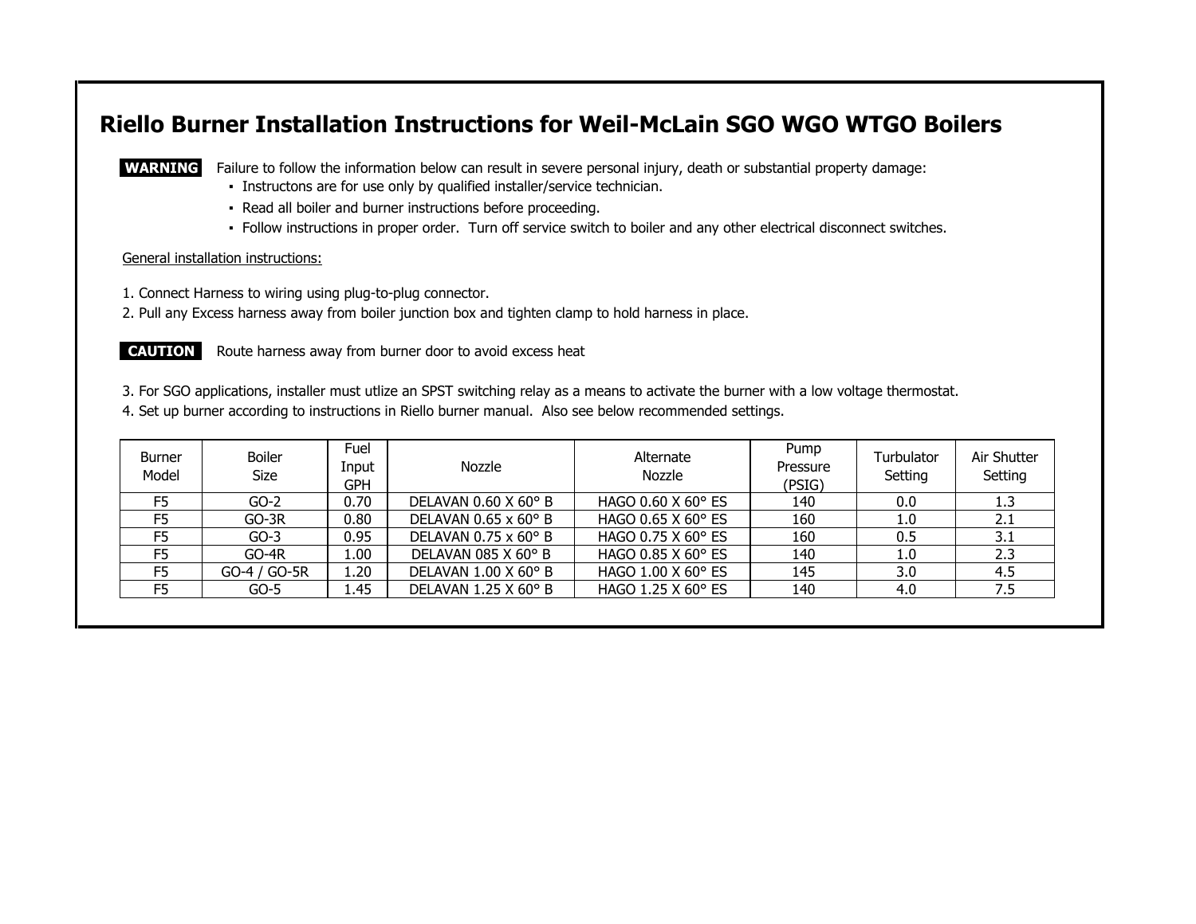# Riello Burner Installation Instructions for Weil-McLain SGO WGO WTGO Boilers

**WARNING** Failure to follow the information below can result in severe personal injury, death or substantial property damage:

- Instructons are for use only by qualified installer/service technician.
- Read all boiler and burner instructions before proceeding.
- Follow instructions in proper order. Turn off service switch to boiler and any other electrical disconnect switches.

General installation instructions:

1. Connect Harness to wiring using plug-to-plug connector.
2. Pull any Excess harness away from boiler junction box and tighten clamp to hold harness in place.

**CAUTION** Route harness away from burner door to avoid excess heat

3. For SGO applications, installer must utlize an SPST switching relay as a means to activate the burner with a low voltage thermostat.
4. Set up burner according to instructions in Riello burner manual. Also see below recommended settings.

| Burner Model | Boiler Size | Fuel Input GPH | Nozzle | Alternate Nozzle | Pump Pressure (PSIG) | Turbulator Setting | Air Shutter Setting |
|---|---|---|---|---|---|---|---|
| F5 | GO-2 | 0.70 | DELAVAN 0.60 X 60° B | HAGO 0.60 X 60° ES | 140 | 0.0 | 1.3 |
| F5 | GO-3R | 0.80 | DELAVAN 0.65 x 60° B | HAGO 0.65 X 60° ES | 160 | 1.0 | 2.1 |
| F5 | GO-3 | 0.95 | DELAVAN 0.75 x 60° B | HAGO 0.75 X 60° ES | 160 | 0.5 | 3.1 |
| F5 | GO-4R | 1.00 | DELAVAN 085 X 60° B | HAGO 0.85 X 60° ES | 140 | 1.0 | 2.3 |
| F5 | GO-4 / GO-5R | 1.20 | DELAVAN 1.00 X 60° B | HAGO 1.00 X 60° ES | 145 | 3.0 | 4.5 |
| F5 | GO-5 | 1.45 | DELAVAN 1.25 X 60° B | HAGO 1.25 X 60° ES | 140 | 4.0 | 7.5 |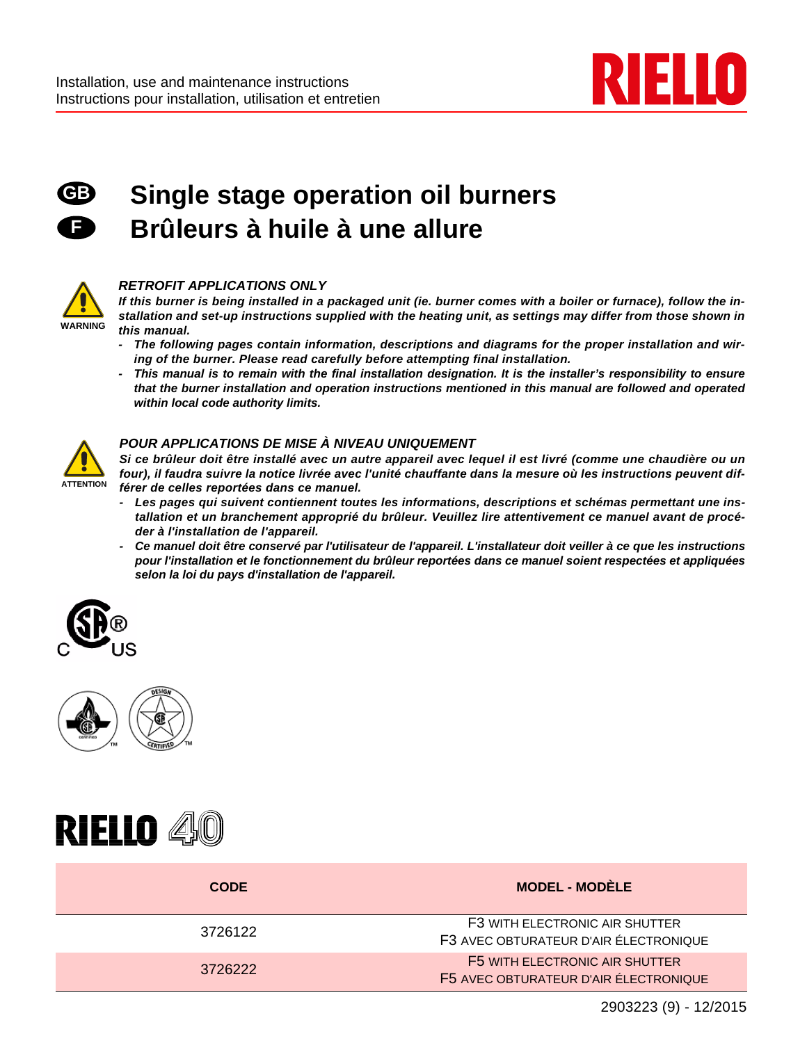Installation, use and maintenance instructions
Instructions pour installation, utilisation et entretien

# Single stage operation oil burners
# Brûleurs à huile à une allure

WARNING

***RETROFIT APPLICATIONS ONLY***

***If this burner is being installed in a packaged unit (ie. burner comes with a boiler or furnace), follow the installation and set-up instructions supplied with the heating unit, as settings may differ from those shown in this manual.***

- ***The following pages contain information, descriptions and diagrams for the proper installation and wiring of the burner. Please read carefully before attempting final installation.***
- ***This manual is to remain with the final installation designation. It is the installer's responsibility to ensure that the burner installation and operation instructions mentioned in this manual are followed and operated within local code authority limits.***

ATTENTION

***POUR APPLICATIONS DE MISE À NIVEAU UNIQUEMENT***

***Si ce brûleur doit être installé avec un autre appareil avec lequel il est livré (comme une chaudière ou un four), il faudra suivre la notice livrée avec l'unité chauffante dans la mesure où les instructions peuvent différer de celles reportées dans ce manuel.***

- ***Les pages qui suivent contiennent toutes les informations, descriptions et schémas permettant une installation et un branchement approprié du brûleur. Veuillez lire attentivement ce manuel avant de procéder à l'installation de l'appareil.***
- ***Ce manuel doit être conservé par l'utilisateur de l'appareil. L'installateur doit veiller à ce que les instructions pour l'installation et le fonctionnement du brûleur reportées dans ce manuel soient respectées et appliquées selon la loi du pays d'installation de l'appareil.***

| CODE | MODEL - MODÈLE |
| --- | --- |
| 3726122 | F3 WITH ELECTRONIC AIR SHUTTER<br>F3 AVEC OBTURATEUR D'AIR ÉLECTRONIQUE |
| 3726222 | F5 WITH ELECTRONIC AIR SHUTTER<br>F5 AVEC OBTURATEUR D'AIR ÉLECTRONIQUE |

2903223 (9) - 12/2015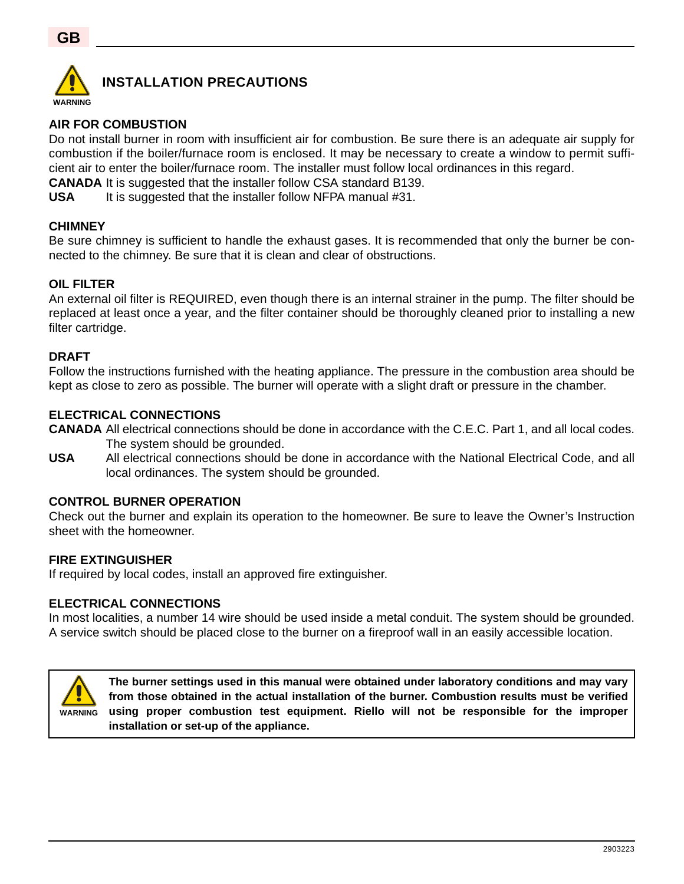**WARNING**

# INSTALLATION PRECAUTIONS

### AIR FOR COMBUSTION

Do not install burner in room with insufficient air for combustion. Be sure there is an adequate air supply for combustion if the boiler/furnace room is enclosed. It may be necessary to create a window to permit sufficient air to enter the boiler/furnace room. The installer must follow local ordinances in this regard.

**CANADA** It is suggested that the installer follow CSA standard B139.

**USA** It is suggested that the installer follow NFPA manual #31.

### CHIMNEY

Be sure chimney is sufficient to handle the exhaust gases. It is recommended that only the burner be connected to the chimney. Be sure that it is clean and clear of obstructions.

### OIL FILTER

An external oil filter is REQUIRED, even though there is an internal strainer in the pump. The filter should be replaced at least once a year, and the filter container should be thoroughly cleaned prior to installing a new filter cartridge.

### DRAFT

Follow the instructions furnished with the heating appliance. The pressure in the combustion area should be kept as close to zero as possible. The burner will operate with a slight draft or pressure in the chamber.

### ELECTRICAL CONNECTIONS

**CANADA** All electrical connections should be done in accordance with the C.E.C. Part 1, and all local codes. The system should be grounded.

**USA** All electrical connections should be done in accordance with the National Electrical Code, and all local ordinances. The system should be grounded.

### CONTROL BURNER OPERATION

Check out the burner and explain its operation to the homeowner. Be sure to leave the Owner's Instruction sheet with the homeowner.

### FIRE EXTINGUISHER

If required by local codes, install an approved fire extinguisher.

### ELECTRICAL CONNECTIONS

In most localities, a number 14 wire should be used inside a metal conduit. The system should be grounded. A service switch should be placed close to the burner on a fireproof wall in an easily accessible location.

**WARNING**

**The burner settings used in this manual were obtained under laboratory conditions and may vary from those obtained in the actual installation of the burner. Combustion results must be verified using proper combustion test equipment. Riello will not be responsible for the improper installation or set-up of the appliance.**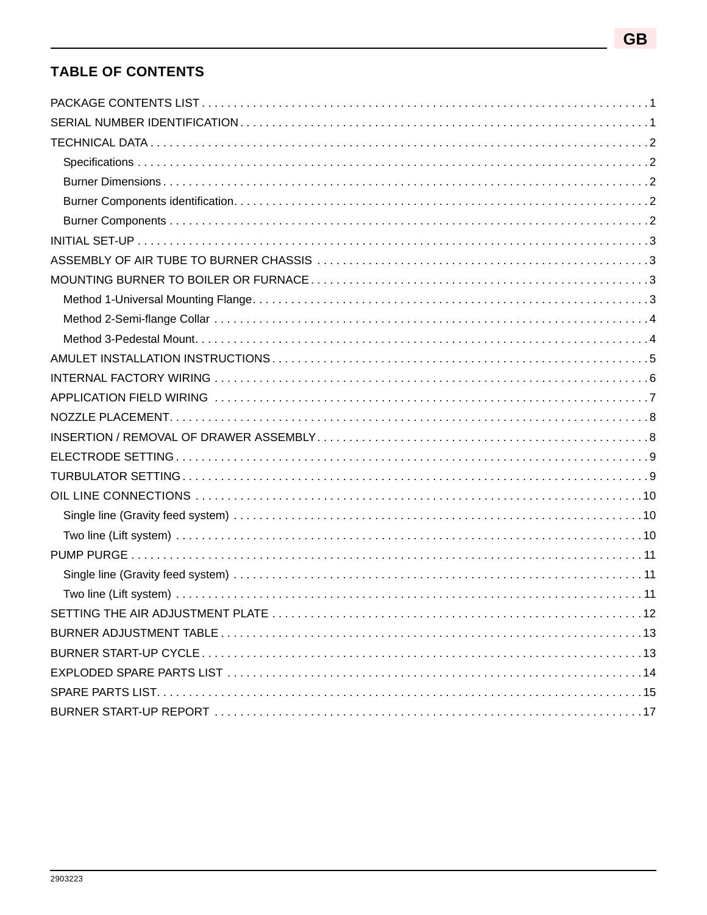## TABLE OF CONTENTS

PACKAGE CONTENTS LIST . . . . . . . . . . 1
SERIAL NUMBER IDENTIFICATION . . . . . . . . . . 1
TECHNICAL DATA . . . . . . . . . . 2
- Specifications . . . . . . . . . . 2
- Burner Dimensions . . . . . . . . . . 2
- Burner Components identification . . . . . . . . . . 2
- Burner Components . . . . . . . . . . 2

INITIAL SET-UP . . . . . . . . . . 3
ASSEMBLY OF AIR TUBE TO BURNER CHASSIS . . . . . . . . . . 3
MOUNTING BURNER TO BOILER OR FURNACE . . . . . . . . . . 3
- Method 1-Universal Mounting Flange . . . . . . . . . . 3
- Method 2-Semi-flange Collar . . . . . . . . . . 4
- Method 3-Pedestal Mount . . . . . . . . . . 4

AMULET INSTALLATION INSTRUCTIONS . . . . . . . . . . 5
INTERNAL FACTORY WIRING . . . . . . . . . . 6
APPLICATION FIELD WIRING . . . . . . . . . . 7
NOZZLE PLACEMENT . . . . . . . . . . 8
INSERTION / REMOVAL OF DRAWER ASSEMBLY . . . . . . . . . . 8
ELECTRODE SETTING . . . . . . . . . . 9
TURBULATOR SETTING . . . . . . . . . . 9
OIL LINE CONNECTIONS . . . . . . . . . . 10
- Single line (Gravity feed system) . . . . . . . . . . 10
- Two line (Lift system) . . . . . . . . . . 10

PUMP PURGE . . . . . . . . . . 11
- Single line (Gravity feed system) . . . . . . . . . . 11
- Two line (Lift system) . . . . . . . . . . 11

SETTING THE AIR ADJUSTMENT PLATE . . . . . . . . . . 12
BURNER ADJUSTMENT TABLE . . . . . . . . . . 13
BURNER START-UP CYCLE . . . . . . . . . . 13
EXPLODED SPARE PARTS LIST . . . . . . . . . . 14
SPARE PARTS LIST . . . . . . . . . . 15
BURNER START-UP REPORT . . . . . . . . . . 17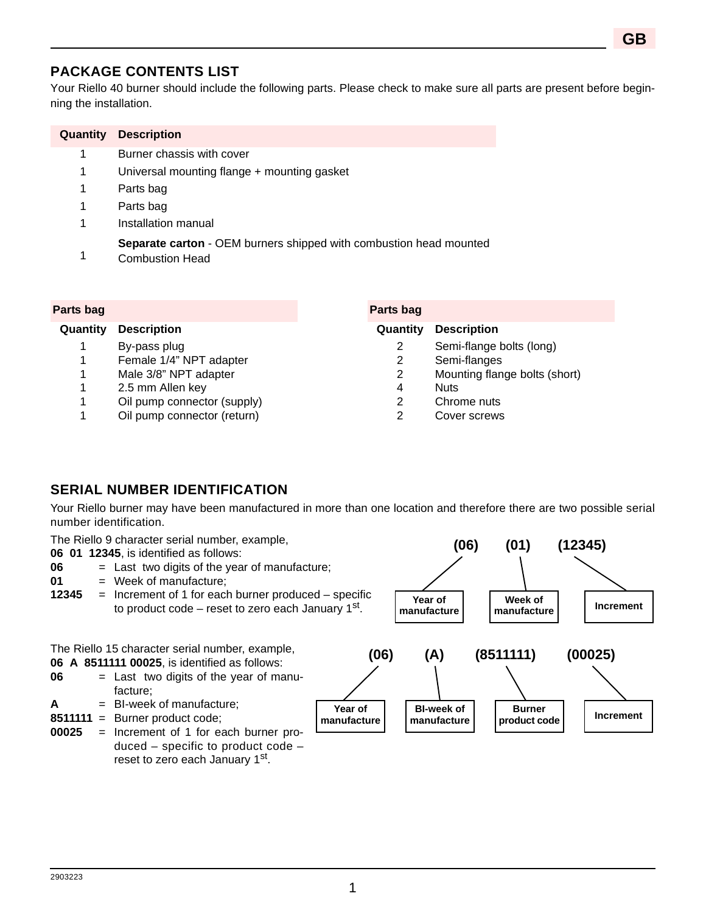## PACKAGE CONTENTS LIST

Your Riello 40 burner should include the following parts. Please check to make sure all parts are present before beginning the installation.

| Quantity | Description |
|---|---|
| 1 | Burner chassis with cover |
| 1 | Universal mounting flange + mounting gasket |
| 1 | Parts bag |
| 1 | Parts bag |
| 1 | Installation manual |
| 1 | **Separate carton** - OEM burners shipped with combustion head mounted<br>Combustion Head |

| Parts bag | |
|---|---|
| **Quantity** | **Description** |
| 1 | By-pass plug |
| 1 | Female 1/4" NPT adapter |
| 1 | Male 3/8" NPT adapter |
| 1 | 2.5 mm Allen key |
| 1 | Oil pump connector (supply) |
| 1 | Oil pump connector (return) |

| Parts bag | |
|---|---|
| **Quantity** | **Description** |
| 2 | Semi-flange bolts (long) |
| 2 | Semi-flanges |
| 2 | Mounting flange bolts (short) |
| 4 | Nuts |
| 2 | Chrome nuts |
| 2 | Cover screws |

## SERIAL NUMBER IDENTIFICATION

Your Riello burner may have been manufactured in more than one location and therefore there are two possible serial number identification.

The Riello 9 character serial number, example, **06 01 12345**, is identified as follows:

**06** = Last two digits of the year of manufacture;
**01** = Week of manufacture;
**12345** = Increment of 1 for each burner produced – specific to product code – reset to zero each January 1st.

(06) → Year of manufacture
(01) → Week of manufacture
(12345) → Increment

The Riello 15 character serial number, example, **06 A 8511111 00025**, is identified as follows:

**06** = Last two digits of the year of manufacture;
**A** = BI-week of manufacture;
**8511111** = Burner product code;
**00025** = Increment of 1 for each burner produced – specific to product code – reset to zero each January 1st.

(06) → Year of manufacture
(A) → BI-week of manufacture
(8511111) → Burner product code
(00025) → Increment

2903223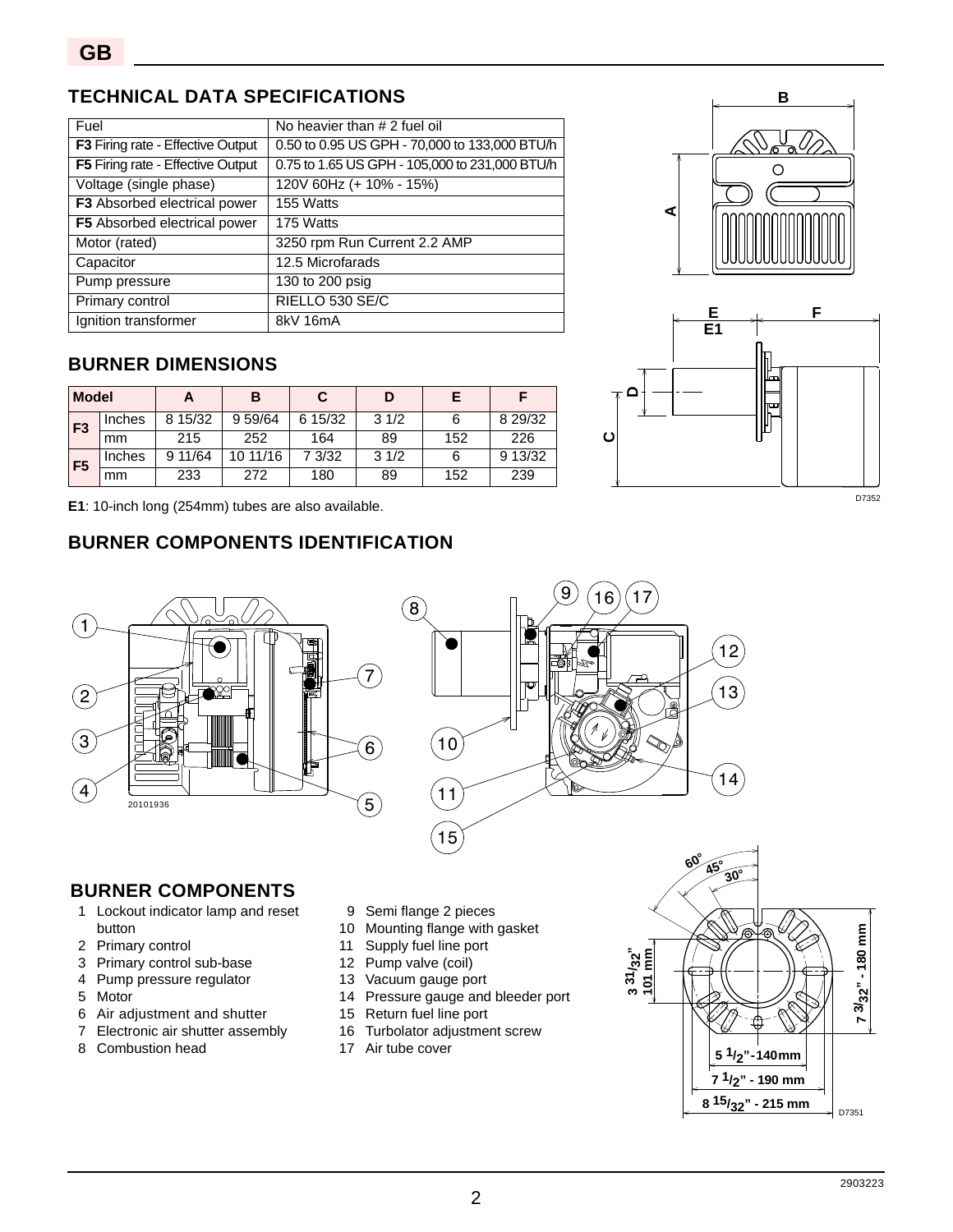GB

## TECHNICAL DATA SPECIFICATIONS

| Fuel | No heavier than # 2 fuel oil |
|---|---|
| **F3** Firing rate - Effective Output | 0.50 to 0.95 US GPH - 70,000 to 133,000 BTU/h |
| **F5** Firing rate - Effective Output | 0.75 to 1.65 US GPH - 105,000 to 231,000 BTU/h |
| Voltage (single phase) | 120V 60Hz (+ 10% - 15%) |
| **F3** Absorbed electrical power | 155 Watts |
| **F5** Absorbed electrical power | 175 Watts |
| Motor (rated) | 3250 rpm Run Current 2.2 AMP |
| Capacitor | 12.5 Microfarads |
| Pump pressure | 130 to 200 psig |
| Primary control | RIELLO 530 SE/C |
| Ignition transformer | 8kV 16mA |

## BURNER DIMENSIONS

| Model | | A | B | C | D | E | F |
|---|---|---|---|---|---|---|---|
| F3 | Inches | 8 15/32 | 9 59/64 | 6 15/32 | 3 1/2 | 6 | 8 29/32 |
| | mm | 215 | 252 | 164 | 89 | 152 | 226 |
| F5 | Inches | 9 11/64 | 10 11/16 | 7 3/32 | 3 1/2 | 6 | 9 13/32 |
| | mm | 233 | 272 | 180 | 89 | 152 | 239 |

**E1**: 10-inch long (254mm) tubes are also available.

D7352

## BURNER COMPONENTS IDENTIFICATION

20101936

## BURNER COMPONENTS

1. Lockout indicator lamp and reset button
2. Primary control
3. Primary control sub-base
4. Pump pressure regulator
5. Motor
6. Air adjustment and shutter
7. Electronic air shutter assembly
8. Combustion head
9. Semi flange 2 pieces
10. Mounting flange with gasket
11. Supply fuel line port
12. Pump valve (coil)
13. Vacuum gauge port
14. Pressure gauge and bleeder port
15. Return fuel line port
16. Turbolator adjustment screw
17. Air tube cover

60° 45° 30°

3 31/32" 101 mm

7 3/32" - 180 mm

5 1/2" - 140 mm

7 1/2" - 190 mm

8 15/32" - 215 mm

D7351

2903223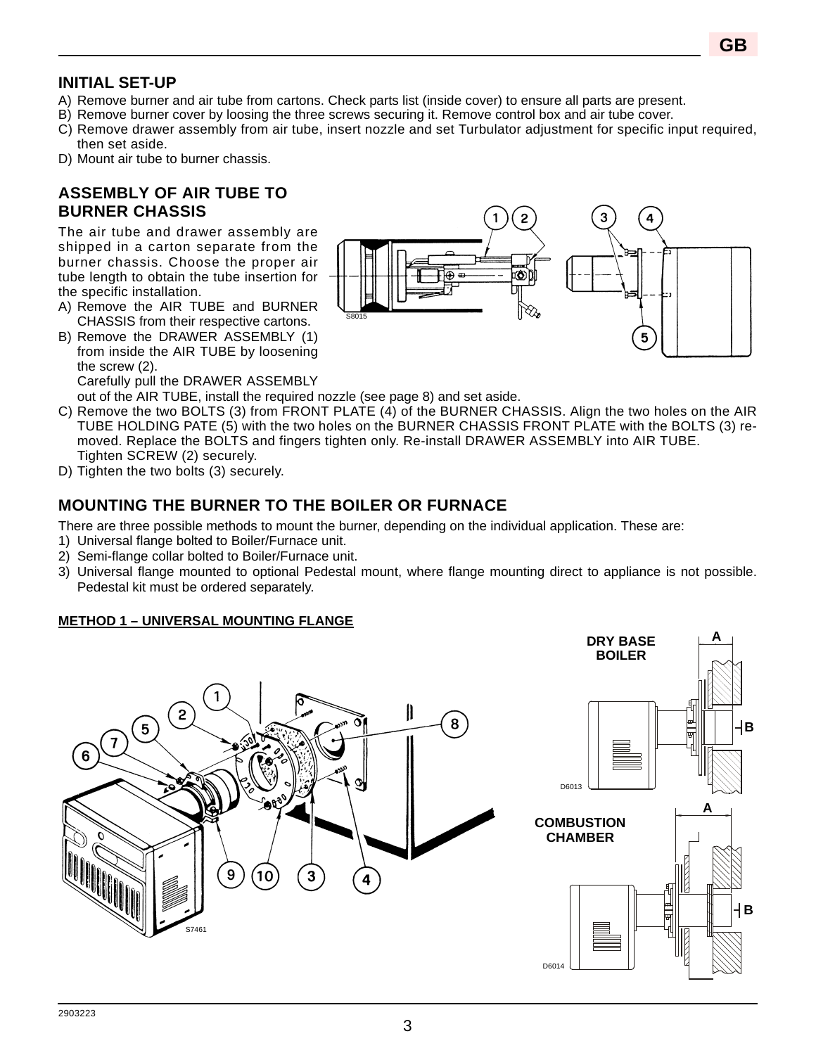## INITIAL SET-UP

A) Remove burner and air tube from cartons. Check parts list (inside cover) to ensure all parts are present.
B) Remove burner cover by loosing the three screws securing it. Remove control box and air tube cover.
C) Remove drawer assembly from air tube, insert nozzle and set Turbulator adjustment for specific input required, then set aside.
D) Mount air tube to burner chassis.

## ASSEMBLY OF AIR TUBE TO BURNER CHASSIS

The air tube and drawer assembly are shipped in a carton separate from the burner chassis. Choose the proper air tube length to obtain the tube insertion for the specific installation.

A) Remove the AIR TUBE and BURNER CHASSIS from their respective cartons.
B) Remove the DRAWER ASSEMBLY (1) from inside the AIR TUBE by loosening the screw (2).
   Carefully pull the DRAWER ASSEMBLY out of the AIR TUBE, install the required nozzle (see page 8) and set aside.
C) Remove the two BOLTS (3) from FRONT PLATE (4) of the BURNER CHASSIS. Align the two holes on the AIR TUBE HOLDING PATE (5) with the two holes on the BURNER CHASSIS FRONT PLATE with the BOLTS (3) re-moved. Replace the BOLTS and fingers tighten only. Re-install DRAWER ASSEMBLY into AIR TUBE.
   Tighten SCREW (2) securely.
D) Tighten the two bolts (3) securely.

## MOUNTING THE BURNER TO THE BOILER OR FURNACE

There are three possible methods to mount the burner, depending on the individual application. These are:

1) Universal flange bolted to Boiler/Furnace unit.
2) Semi-flange collar bolted to Boiler/Furnace unit.
3) Universal flange mounted to optional Pedestal mount, where flange mounting direct to appliance is not possible. Pedestal kit must be ordered separately.

### METHOD 1 – UNIVERSAL MOUNTING FLANGE

DRY BASE BOILER

COMBUSTION CHAMBER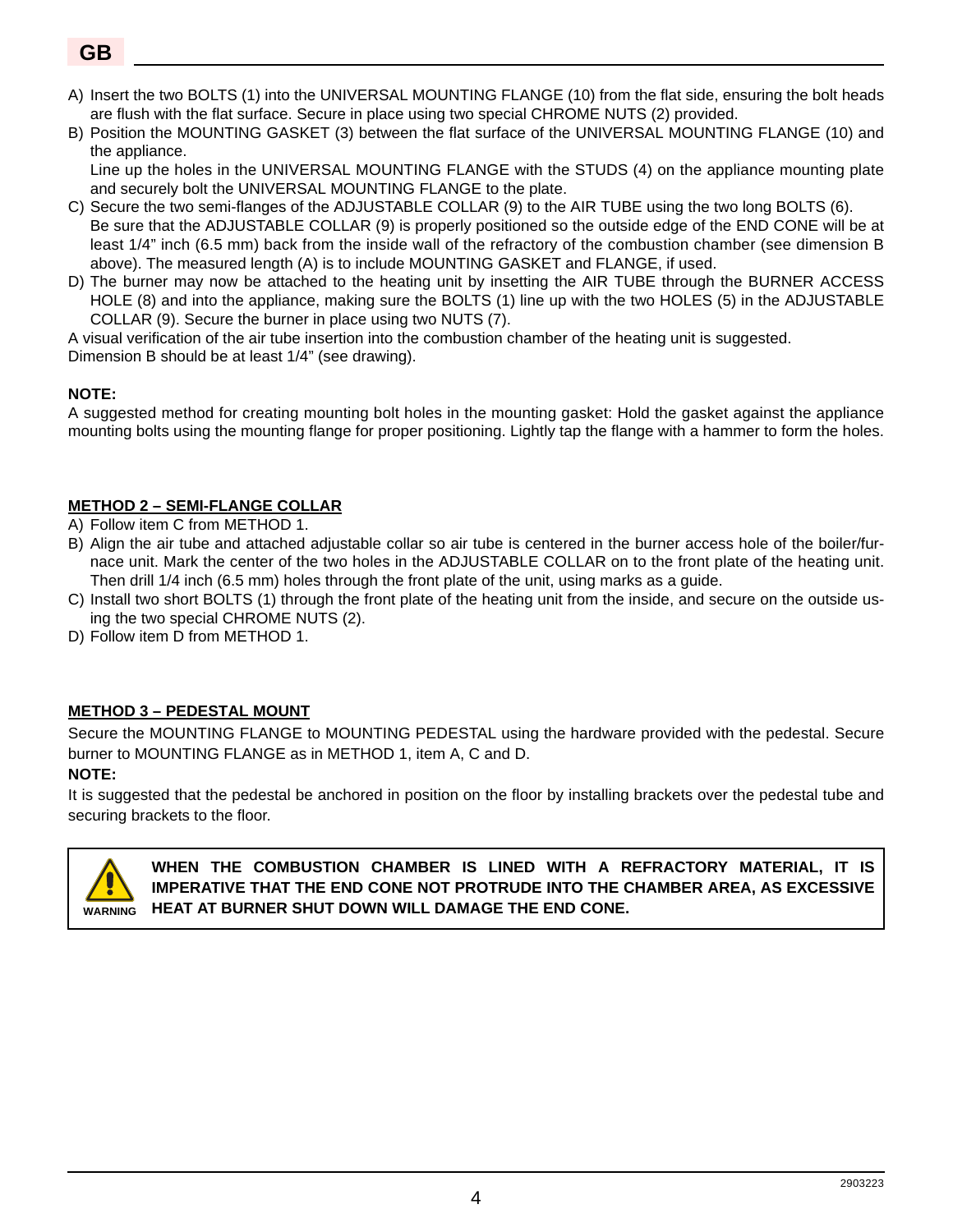A) Insert the two BOLTS (1) into the UNIVERSAL MOUNTING FLANGE (10) from the flat side, ensuring the bolt heads are flush with the flat surface. Secure in place using two special CHROME NUTS (2) provided.

B) Position the MOUNTING GASKET (3) between the flat surface of the UNIVERSAL MOUNTING FLANGE (10) and the appliance.
Line up the holes in the UNIVERSAL MOUNTING FLANGE with the STUDS (4) on the appliance mounting plate and securely bolt the UNIVERSAL MOUNTING FLANGE to the plate.

C) Secure the two semi-flanges of the ADJUSTABLE COLLAR (9) to the AIR TUBE using the two long BOLTS (6).
Be sure that the ADJUSTABLE COLLAR (9) is properly positioned so the outside edge of the END CONE will be at least 1/4" inch (6.5 mm) back from the inside wall of the refractory of the combustion chamber (see dimension B above). The measured length (A) is to include MOUNTING GASKET and FLANGE, if used.

D) The burner may now be attached to the heating unit by insetting the AIR TUBE through the BURNER ACCESS HOLE (8) and into the appliance, making sure the BOLTS (1) line up with the two HOLES (5) in the ADJUSTABLE COLLAR (9). Secure the burner in place using two NUTS (7).

A visual verification of the air tube insertion into the combustion chamber of the heating unit is suggested.
Dimension B should be at least 1/4" (see drawing).

**NOTE:**
A suggested method for creating mounting bolt holes in the mounting gasket: Hold the gasket against the appliance mounting bolts using the mounting flange for proper positioning. Lightly tap the flange with a hammer to form the holes.

## METHOD 2 – SEMI-FLANGE COLLAR

A) Follow item C from METHOD 1.

B) Align the air tube and attached adjustable collar so air tube is centered in the burner access hole of the boiler/furnace unit. Mark the center of the two holes in the ADJUSTABLE COLLAR on to the front plate of the heating unit. Then drill 1/4 inch (6.5 mm) holes through the front plate of the unit, using marks as a guide.

C) Install two short BOLTS (1) through the front plate of the heating unit from the inside, and secure on the outside using the two special CHROME NUTS (2).

D) Follow item D from METHOD 1.

## METHOD 3 – PEDESTAL MOUNT

Secure the MOUNTING FLANGE to MOUNTING PEDESTAL using the hardware provided with the pedestal. Secure burner to MOUNTING FLANGE as in METHOD 1, item A, C and D.

**NOTE:**
It is suggested that the pedestal be anchored in position on the floor by installing brackets over the pedestal tube and securing brackets to the floor.

**WARNING**

**WHEN THE COMBUSTION CHAMBER IS LINED WITH A REFRACTORY MATERIAL, IT IS IMPERATIVE THAT THE END CONE NOT PROTRUDE INTO THE CHAMBER AREA, AS EXCESSIVE HEAT AT BURNER SHUT DOWN WILL DAMAGE THE END CONE.**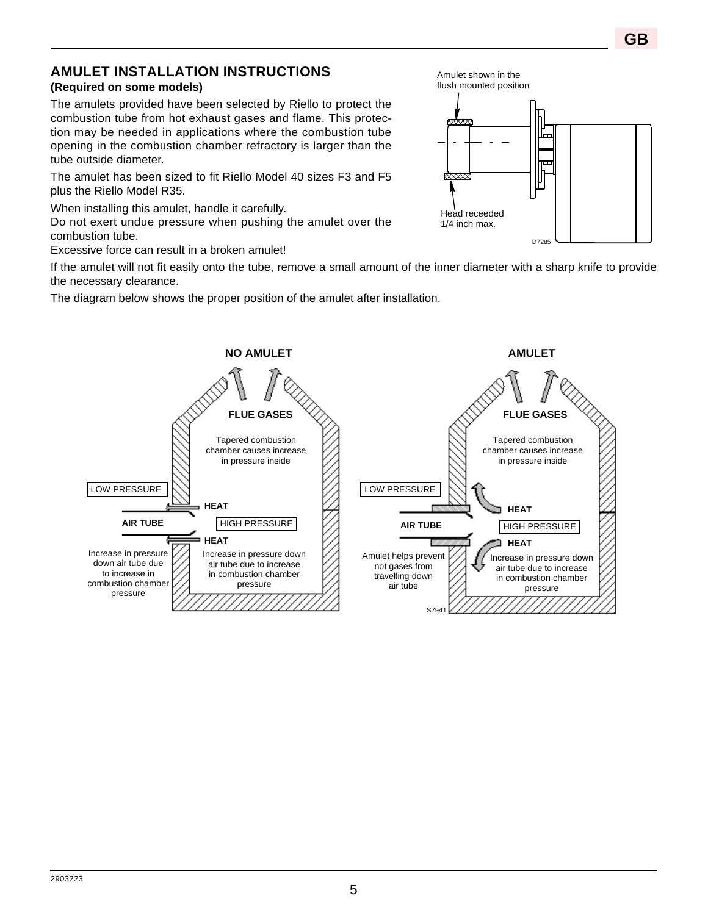## AMULET INSTALLATION INSTRUCTIONS

**(Required on some models)**

The amulets provided have been selected by Riello to protect the combustion tube from hot exhaust gases and flame. This protection may be needed in applications where the combustion tube opening in the combustion chamber refractory is larger than the tube outside diameter.

The amulet has been sized to fit Riello Model 40 sizes F3 and F5 plus the Riello Model R35.

When installing this amulet, handle it carefully.
Do not exert undue pressure when pushing the amulet over the combustion tube.
Excessive force can result in a broken amulet!

Amulet shown in the flush mounted position

Head receeded 1/4 inch max.

D7285

If the amulet will not fit easily onto the tube, remove a small amount of the inner diameter with a sharp knife to provide the necessary clearance.

The diagram below shows the proper position of the amulet after installation.

**NO AMULET**

**FLUE GASES**

Tapered combustion chamber causes increase in pressure inside

LOW PRESSURE

HEAT

AIR TUBE

HIGH PRESSURE

HEAT

Increase in pressure down air tube due to increase in combustion chamber pressure

Increase in pressure down air tube due to increase in combustion chamber pressure

**AMULET**

**FLUE GASES**

Tapered combustion chamber causes increase in pressure inside

LOW PRESSURE

HEAT

AIR TUBE

HIGH PRESSURE

HEAT

Amulet helps prevent not gases from travelling down air tube

Increase in pressure down air tube due to increase in combustion chamber pressure

S7941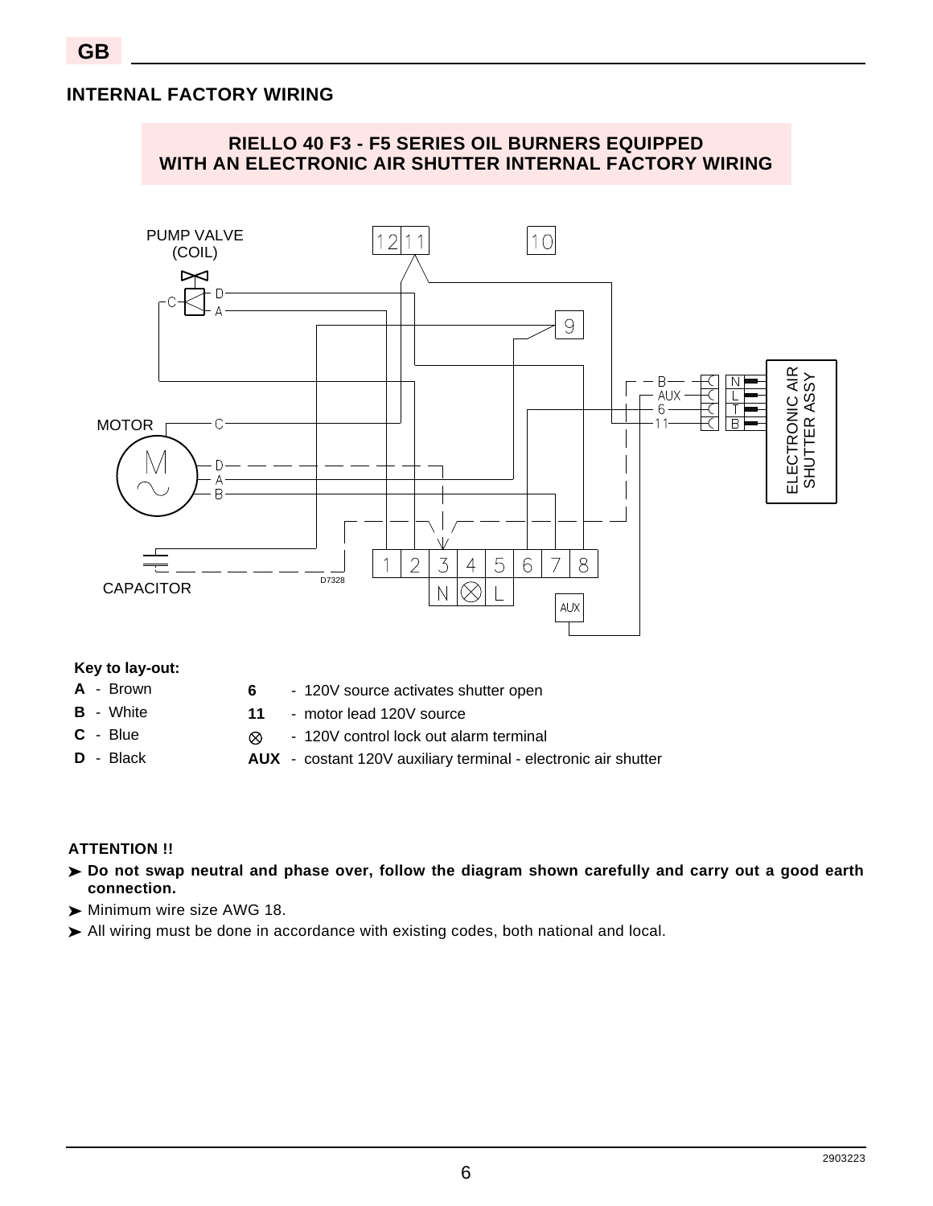## INTERNAL FACTORY WIRING

### RIELLO 40 F3 - F5 SERIES OIL BURNERS EQUIPPED WITH AN ELECTRONIC AIR SHUTTER INTERNAL FACTORY WIRING

PUMP VALVE (COIL)

MOTOR

CAPACITOR

ELECTRONIC AIR SHUTTER ASSY

D7328

**Key to lay-out:**

**A** - Brown
**B** - White
**C** - Blue
**D** - Black

**6** - 120V source activates shutter open
**11** - motor lead 120V source
⊗ - 120V control lock out alarm terminal
**AUX** - costant 120V auxiliary terminal - electronic air shutter

**ATTENTION !!**

- **Do not swap neutral and phase over, follow the diagram shown carefully and carry out a good earth connection.**
- Minimum wire size AWG 18.
- All wiring must be done in accordance with existing codes, both national and local.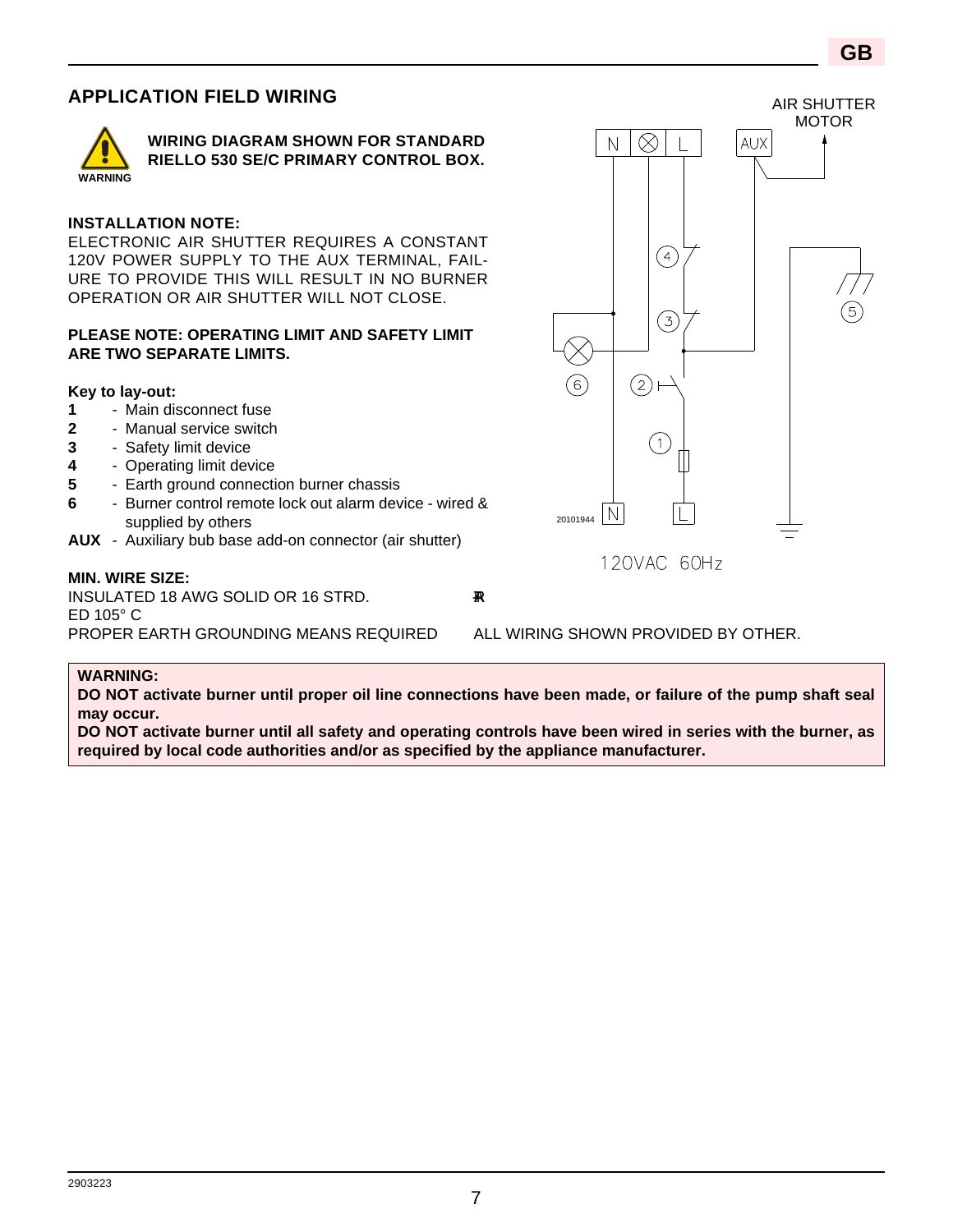## APPLICATION FIELD WIRING

**WARNING**

**WIRING DIAGRAM SHOWN FOR STANDARD RIELLO 530 SE/C PRIMARY CONTROL BOX.**

**INSTALLATION NOTE:**

ELECTRONIC AIR SHUTTER REQUIRES A CONSTANT 120V POWER SUPPLY TO THE AUX TERMINAL, FAILURE TO PROVIDE THIS WILL RESULT IN NO BURNER OPERATION OR AIR SHUTTER WILL NOT CLOSE.

**PLEASE NOTE: OPERATING LIMIT AND SAFETY LIMIT ARE TWO SEPARATE LIMITS.**

**Key to lay-out:**

- **1** - Main disconnect fuse
- **2** - Manual service switch
- **3** - Safety limit device
- **4** - Operating limit device
- **5** - Earth ground connection burner chassis
- **6** - Burner control remote lock out alarm device - wired & supplied by others
- **AUX** - Auxiliary bub base add-on connector (air shutter)

AIR SHUTTER MOTOR

N ⊗ L AUX

20101944 N L

120VAC 60Hz

**MIN. WIRE SIZE:**

INSULATED 18 AWG SOLID OR 16 STRD. ₮R
ED 105° C

PROPER EARTH GROUNDING MEANS REQUIRED

ALL WIRING SHOWN PROVIDED BY OTHER.

**WARNING:**

**DO NOT activate burner until proper oil line connections have been made, or failure of the pump shaft seal may occur.**

**DO NOT activate burner until all safety and operating controls have been wired in series with the burner, as required by local code authorities and/or as specified by the appliance manufacturer.**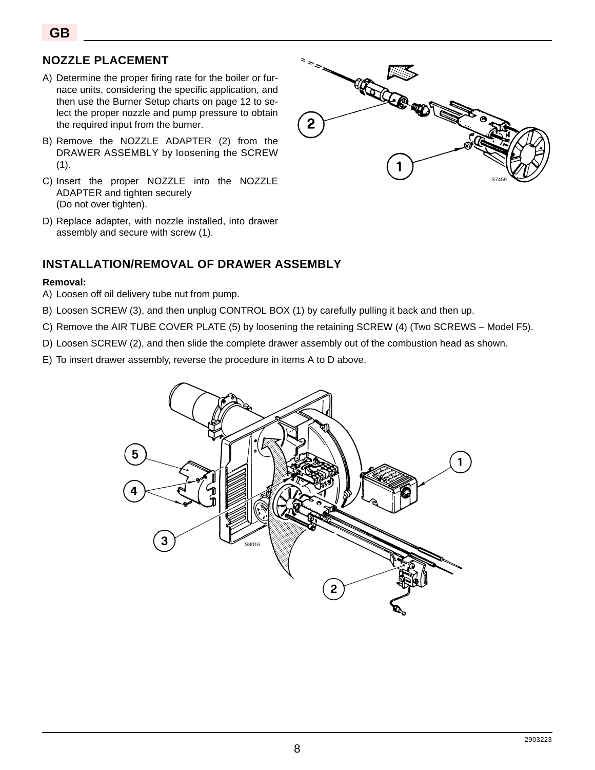## NOZZLE PLACEMENT

A) Determine the proper firing rate for the boiler or furnace units, considering the specific application, and then use the Burner Setup charts on page 12 to select the proper nozzle and pump pressure to obtain the required input from the burner.

B) Remove the NOZZLE ADAPTER (2) from the DRAWER ASSEMBLY by loosening the SCREW (1).

C) Insert the proper NOZZLE into the NOZZLE ADAPTER and tighten securely
(Do not over tighten).

D) Replace adapter, with nozzle installed, into drawer assembly and secure with screw (1).

## INSTALLATION/REMOVAL OF DRAWER ASSEMBLY

**Removal:**

A) Loosen off oil delivery tube nut from pump.

B) Loosen SCREW (3), and then unplug CONTROL BOX (1) by carefully pulling it back and then up.

C) Remove the AIR TUBE COVER PLATE (5) by loosening the retaining SCREW (4) (Two SCREWS – Model F5).

D) Loosen SCREW (2), and then slide the complete drawer assembly out of the combustion head as shown.

E) To insert drawer assembly, reverse the procedure in items A to D above.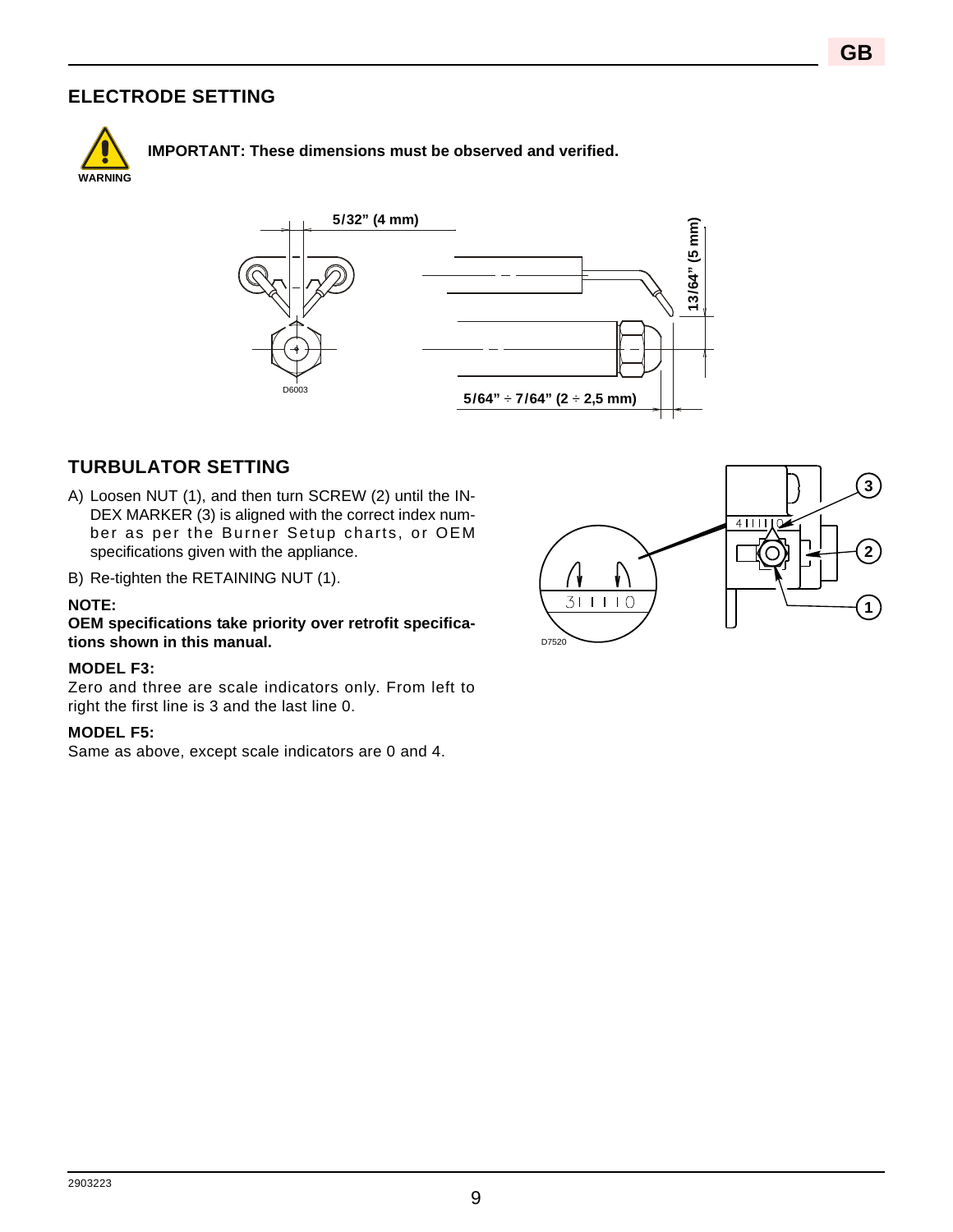## ELECTRODE SETTING

WARNING

**IMPORTANT: These dimensions must be observed and verified.**

5/32" (4 mm)

13/64" (5 mm)

5/64" ÷ 7/64" (2 ÷ 2,5 mm)

D6003

## TURBULATOR SETTING

A) Loosen NUT (1), and then turn SCREW (2) until the INDEX MARKER (3) is aligned with the correct index number as per the Burner Setup charts, or OEM specifications given with the appliance.

B) Re-tighten the RETAINING NUT (1).

**NOTE:**

**OEM specifications take priority over retrofit specifications shown in this manual.**

**MODEL F3:**

Zero and three are scale indicators only. From left to right the first line is 3 and the last line 0.

**MODEL F5:**

Same as above, except scale indicators are 0 and 4.

D7520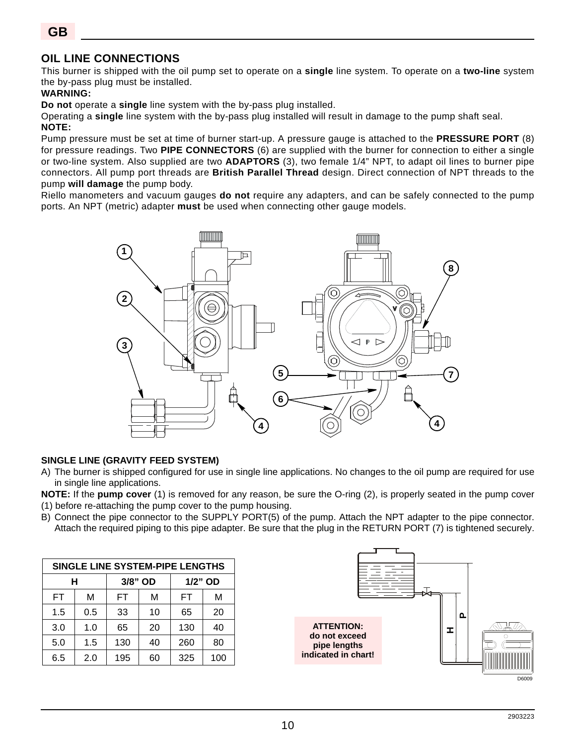## OIL LINE CONNECTIONS

This burner is shipped with the oil pump set to operate on a **single** line system. To operate on a **two-line** system the by-pass plug must be installed.

**WARNING:**

**Do not** operate a **single** line system with the by-pass plug installed.

Operating a **single** line system with the by-pass plug installed will result in damage to the pump shaft seal.

**NOTE:**

Pump pressure must be set at time of burner start-up. A pressure gauge is attached to the **PRESSURE PORT** (8) for pressure readings. Two **PIPE CONNECTORS** (6) are supplied with the burner for connection to either a single or two-line system. Also supplied are two **ADAPTORS** (3), two female 1/4" NPT, to adapt oil lines to burner pipe connectors. All pump port threads are **British Parallel Thread** design. Direct connection of NPT threads to the pump **will damage** the pump body.

Riello manometers and vacuum gauges **do not** require any adapters, and can be safely connected to the pump ports. An NPT (metric) adapter **must** be used when connecting other gauge models.

**SINGLE LINE (GRAVITY FEED SYSTEM)**

A) The burner is shipped configured for use in single line applications. No changes to the oil pump are required for use in single line applications.

**NOTE:** If the **pump cover** (1) is removed for any reason, be sure the O-ring (2), is properly seated in the pump cover (1) before re-attaching the pump cover to the pump housing.

B) Connect the pipe connector to the SUPPLY PORT(5) of the pump. Attach the NPT adapter to the pipe connector. Attach the required piping to this pipe adapter. Be sure that the plug in the RETURN PORT (7) is tightened securely.

| SINGLE LINE SYSTEM-PIPE LENGTHS | | | | | |
|---|---|---|---|---|---|
| H | | 3/8" OD | | 1/2" OD | |
| FT | M | FT | M | FT | M |
| 1.5 | 0.5 | 33 | 10 | 65 | 20 |
| 3.0 | 1.0 | 65 | 20 | 130 | 40 |
| 5.0 | 1.5 | 130 | 40 | 260 | 80 |
| 6.5 | 2.0 | 195 | 60 | 325 | 100 |

**ATTENTION: do not exceed pipe lengths indicated in chart!**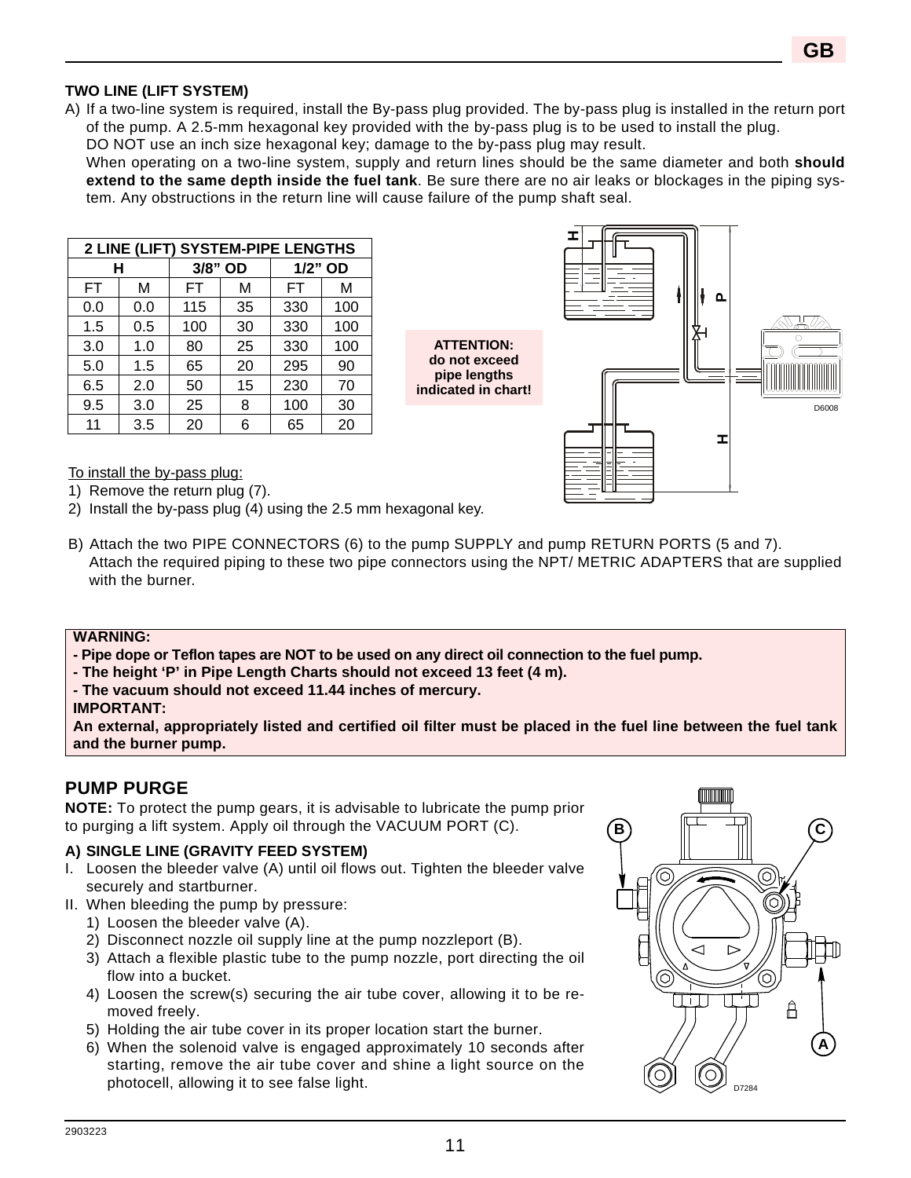**TWO LINE (LIFT SYSTEM)**

A) If a two-line system is required, install the By-pass plug provided. The by-pass plug is installed in the return port of the pump. A 2.5-mm hexagonal key provided with the by-pass plug is to be used to install the plug.
DO NOT use an inch size hexagonal key; damage to the by-pass plug may result.
When operating on a two-line system, supply and return lines should be the same diameter and both **should extend to the same depth inside the fuel tank**. Be sure there are no air leaks or blockages in the piping system. Any obstructions in the return line will cause failure of the pump shaft seal.

| 2 LINE (LIFT) SYSTEM-PIPE LENGTHS | | | | | |
|---|---|---|---|---|---|
| H | | 3/8" OD | | 1/2" OD | |
| FT | M | FT | M | FT | M |
| 0.0 | 0.0 | 115 | 35 | 330 | 100 |
| 1.5 | 0.5 | 100 | 30 | 330 | 100 |
| 3.0 | 1.0 | 80 | 25 | 330 | 100 |
| 5.0 | 1.5 | 65 | 20 | 295 | 90 |
| 6.5 | 2.0 | 50 | 15 | 230 | 70 |
| 9.5 | 3.0 | 25 | 8 | 100 | 30 |
| 11 | 3.5 | 20 | 6 | 65 | 20 |

**ATTENTION:
do not exceed pipe lengths indicated in chart!**

To install the by-pass plug:

1) Remove the return plug (7).
2) Install the by-pass plug (4) using the 2.5 mm hexagonal key.

B) Attach the two PIPE CONNECTORS (6) to the pump SUPPLY and pump RETURN PORTS (5 and 7).
Attach the required piping to these two pipe connectors using the NPT/ METRIC ADAPTERS that are supplied with the burner.

**WARNING:**
**- Pipe dope or Teflon tapes are NOT to be used on any direct oil connection to the fuel pump.**
**- The height 'P' in Pipe Length Charts should not exceed 13 feet (4 m).**
**- The vacuum should not exceed 11.44 inches of mercury.**
**IMPORTANT:**
**An external, appropriately listed and certified oil filter must be placed in the fuel line between the fuel tank and the burner pump.**

## PUMP PURGE

**NOTE:** To protect the pump gears, it is advisable to lubricate the pump prior to purging a lift system. Apply oil through the VACUUM PORT (C).

**A) SINGLE LINE (GRAVITY FEED SYSTEM)**

I. Loosen the bleeder valve (A) until oil flows out. Tighten the bleeder valve securely and startburner.
II. When bleeding the pump by pressure:
 1) Loosen the bleeder valve (A).
 2) Disconnect nozzle oil supply line at the pump nozzleport (B).
 3) Attach a flexible plastic tube to the pump nozzle, port directing the oil flow into a bucket.
 4) Loosen the screw(s) securing the air tube cover, allowing it to be removed freely.
 5) Holding the air tube cover in its proper location start the burner.
 6) When the solenoid valve is engaged approximately 10 seconds after starting, remove the air tube cover and shine a light source on the photocell, allowing it to see false light.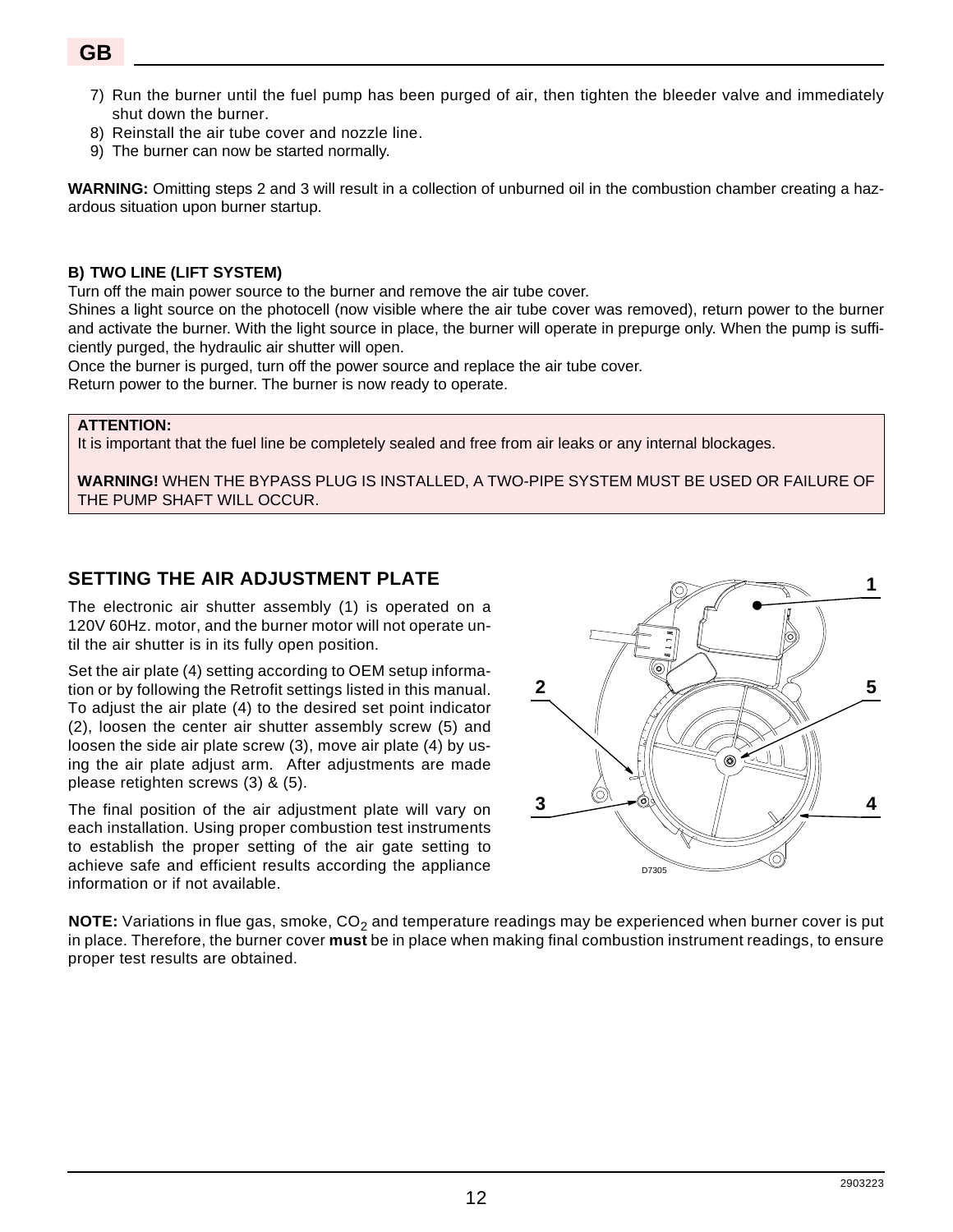7) Run the burner until the fuel pump has been purged of air, then tighten the bleeder valve and immediately shut down the burner.
8) Reinstall the air tube cover and nozzle line.
9) The burner can now be started normally.

**WARNING:** Omitting steps 2 and 3 will result in a collection of unburned oil in the combustion chamber creating a hazardous situation upon burner startup.

**B) TWO LINE (LIFT SYSTEM)**

Turn off the main power source to the burner and remove the air tube cover.

Shines a light source on the photocell (now visible where the air tube cover was removed), return power to the burner and activate the burner. With the light source in place, the burner will operate in prepurge only. When the pump is sufficiently purged, the hydraulic air shutter will open.

Once the burner is purged, turn off the power source and replace the air tube cover.

Return power to the burner. The burner is now ready to operate.

**ATTENTION:**
It is important that the fuel line be completely sealed and free from air leaks or any internal blockages.

**WARNING!** WHEN THE BYPASS PLUG IS INSTALLED, A TWO-PIPE SYSTEM MUST BE USED OR FAILURE OF THE PUMP SHAFT WILL OCCUR.

## SETTING THE AIR ADJUSTMENT PLATE

The electronic air shutter assembly (1) is operated on a 120V 60Hz. motor, and the burner motor will not operate until the air shutter is in its fully open position.

Set the air plate (4) setting according to OEM setup information or by following the Retrofit settings listed in this manual. To adjust the air plate (4) to the desired set point indicator (2), loosen the center air shutter assembly screw (5) and loosen the side air plate screw (3), move air plate (4) by using the air plate adjust arm. After adjustments are made please retighten screws (3) & (5).

The final position of the air adjustment plate will vary on each installation. Using proper combustion test instruments to establish the proper setting of the air gate setting to achieve safe and efficient results according the appliance information or if not available.

1 2 3 4 5

D7305

**NOTE:** Variations in flue gas, smoke, $CO_2$ and temperature readings may be experienced when burner cover is put in place. Therefore, the burner cover **must** be in place when making final combustion instrument readings, to ensure proper test results are obtained.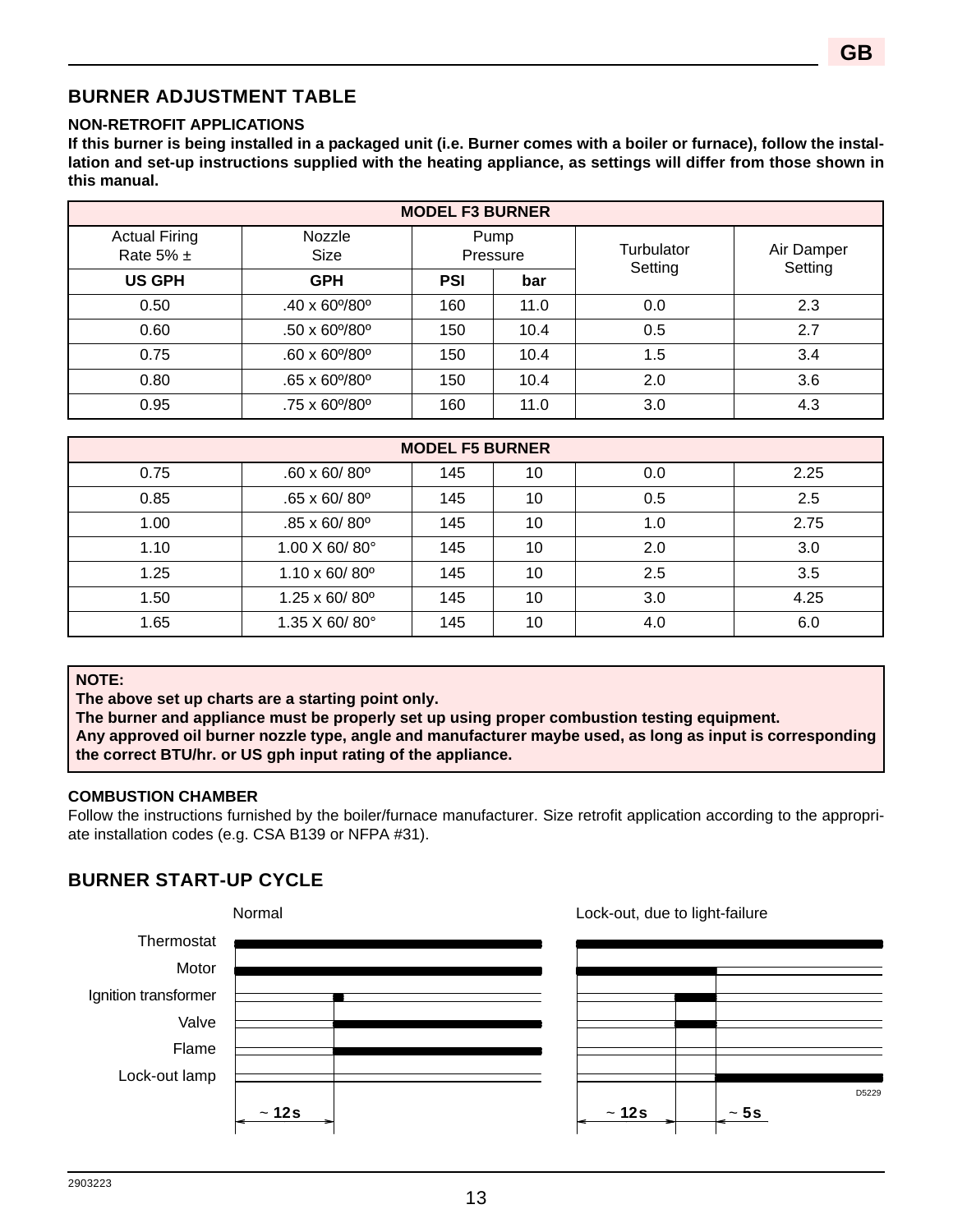## BURNER ADJUSTMENT TABLE

**NON-RETROFIT APPLICATIONS**

**If this burner is being installed in a packaged unit (i.e. Burner comes with a boiler or furnace), follow the installation and set-up instructions supplied with the heating appliance, as settings will differ from those shown in this manual.**

| MODEL F3 BURNER | | | | | |
|---|---|---|---|---|---|
| Actual Firing Rate 5% ± | Nozzle Size | Pump Pressure | | Turbulator Setting | Air Damper Setting |
| **US GPH** | **GPH** | **PSI** | **bar** | | |
| 0.50 | .40 x 60º/80º | 160 | 11.0 | 0.0 | 2.3 |
| 0.60 | .50 x 60º/80º | 150 | 10.4 | 0.5 | 2.7 |
| 0.75 | .60 x 60º/80º | 150 | 10.4 | 1.5 | 3.4 |
| 0.80 | .65 x 60º/80º | 150 | 10.4 | 2.0 | 3.6 |
| 0.95 | .75 x 60º/80º | 160 | 11.0 | 3.0 | 4.3 |

| MODEL F5 BURNER | | | | | |
|---|---|---|---|---|---|
| 0.75 | .60 x 60/ 80º | 145 | 10 | 0.0 | 2.25 |
| 0.85 | .65 x 60/ 80º | 145 | 10 | 0.5 | 2.5 |
| 1.00 | .85 x 60/ 80º | 145 | 10 | 1.0 | 2.75 |
| 1.10 | 1.00 X 60/ 80° | 145 | 10 | 2.0 | 3.0 |
| 1.25 | 1.10 x 60/ 80º | 145 | 10 | 2.5 | 3.5 |
| 1.50 | 1.25 x 60/ 80º | 145 | 10 | 3.0 | 4.25 |
| 1.65 | 1.35 X 60/ 80° | 145 | 10 | 4.0 | 6.0 |

**NOTE:**
**The above set up charts are a starting point only.**
**The burner and appliance must be properly set up using proper combustion testing equipment.**
**Any approved oil burner nozzle type, angle and manufacturer maybe used, as long as input is corresponding the correct BTU/hr. or US gph input rating of the appliance.**

**COMBUSTION CHAMBER**

Follow the instructions furnished by the boiler/furnace manufacturer. Size retrofit application according to the appropriate installation codes (e.g. CSA B139 or NFPA #31).

## BURNER START-UP CYCLE

Normal | Lock-out, due to light-failure

Thermostat
Motor
Ignition transformer
Valve
Flame
Lock-out lamp

~ 12s | ~ 12s | ~ 5s

D5229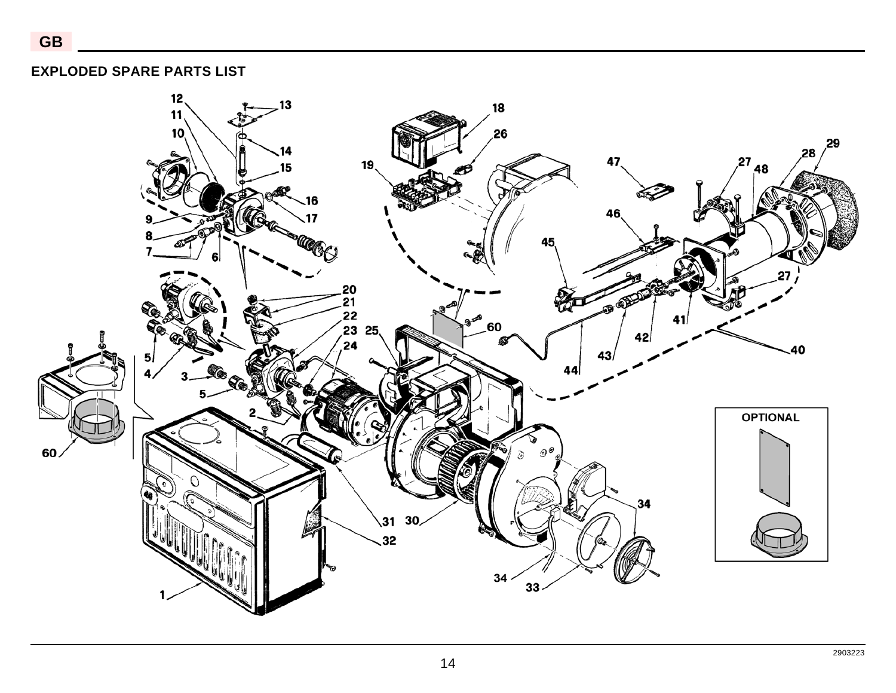## EXPLODED SPARE PARTS LIST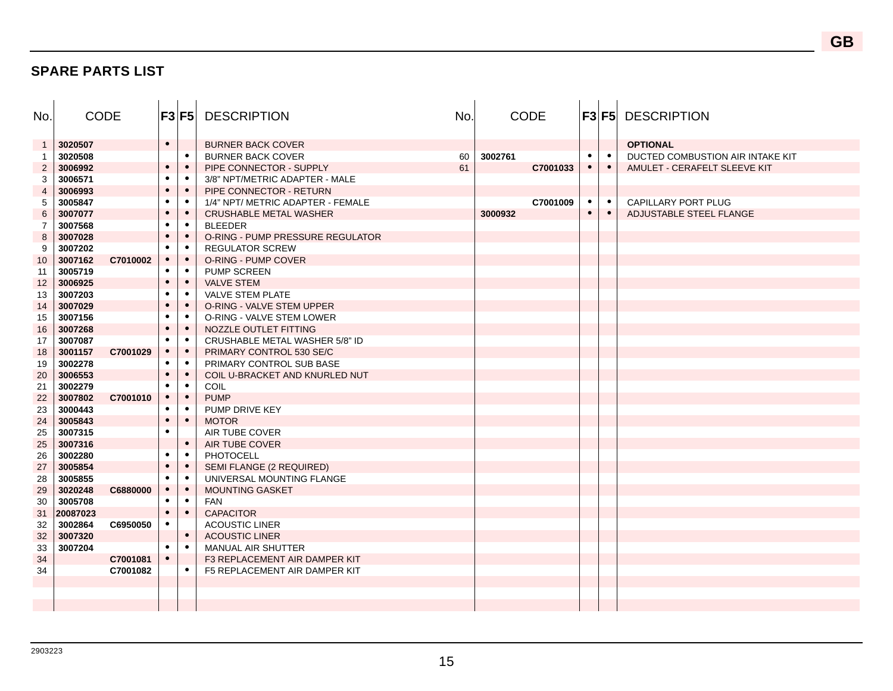## SPARE PARTS LIST

| No. | CODE | | F3 | F5 | DESCRIPTION |
|---|---|---|---|---|---|
| 1 | 3020507 | | • | | BURNER BACK COVER |
| 1 | 3020508 | | | • | BURNER BACK COVER |
| 2 | 3006992 | | • | • | PIPE CONNECTOR - SUPPLY |
| 3 | 3006571 | | • | • | 3/8" NPT/METRIC ADAPTER - MALE |
| 4 | 3006993 | | • | • | PIPE CONNECTOR - RETURN |
| 5 | 3005847 | | • | • | 1/4" NPT/ METRIC ADAPTER - FEMALE |
| 6 | 3007077 | | • | • | CRUSHABLE METAL WASHER |
| 7 | 3007568 | | • | • | BLEEDER |
| 8 | 3007028 | | • | • | O-RING - PUMP PRESSURE REGULATOR |
| 9 | 3007202 | | • | • | REGULATOR SCREW |
| 10 | 3007162 | C7010002 | • | • | O-RING - PUMP COVER |
| 11 | 3005719 | | • | • | PUMP SCREEN |
| 12 | 3006925 | | • | • | VALVE STEM |
| 13 | 3007203 | | • | • | VALVE STEM PLATE |
| 14 | 3007029 | | • | • | O-RING - VALVE STEM UPPER |
| 15 | 3007156 | | • | • | O-RING - VALVE STEM LOWER |
| 16 | 3007268 | | • | • | NOZZLE OUTLET FITTING |
| 17 | 3007087 | | • | • | CRUSHABLE METAL WASHER 5/8" ID |
| 18 | 3001157 | C7001029 | • | • | PRIMARY CONTROL 530 SE/C |
| 19 | 3002278 | | • | • | PRIMARY CONTROL SUB BASE |
| 20 | 3006553 | | • | • | COIL U-BRACKET AND KNURLED NUT |
| 21 | 3002279 | | • | • | COIL |
| 22 | 3007802 | C7001010 | • | • | PUMP |
| 23 | 3000443 | | • | • | PUMP DRIVE KEY |
| 24 | 3005843 | | • | • | MOTOR |
| 25 | 3007315 | | • | | AIR TUBE COVER |
| 25 | 3007316 | | | • | AIR TUBE COVER |
| 26 | 3002280 | | • | • | PHOTOCELL |
| 27 | 3005854 | | • | • | SEMI FLANGE (2 REQUIRED) |
| 28 | 3005855 | | • | • | UNIVERSAL MOUNTING FLANGE |
| 29 | 3020248 | C6880000 | • | • | MOUNTING GASKET |
| 30 | 3005708 | | • | • | FAN |
| 31 | 20087023 | | • | • | CAPACITOR |
| 32 | 3002864 | C6950050 | • | | ACOUSTIC LINER |
| 32 | 3007320 | | | • | ACOUSTIC LINER |
| 33 | 3007204 | | • | • | MANUAL AIR SHUTTER |
| 34 | | C7001081 | • | | F3 REPLACEMENT AIR DAMPER KIT |
| 34 | | C7001082 | | • | F5 REPLACEMENT AIR DAMPER KIT |

| No. | CODE | | F3 | F5 | DESCRIPTION |
|---|---|---|---|---|---|
| | | | | | **OPTIONAL** |
| 60 | 3002761 | | • | • | DUCTED COMBUSTION AIR INTAKE KIT |
| 61 | | C7001033 | • | • | AMULET - CERAFELT SLEEVE KIT |
| | | | | | |
| | | C7001009 | • | • | CAPILLARY PORT PLUG |
| | 3000932 | | • | • | ADJUSTABLE STEEL FLANGE |

2903223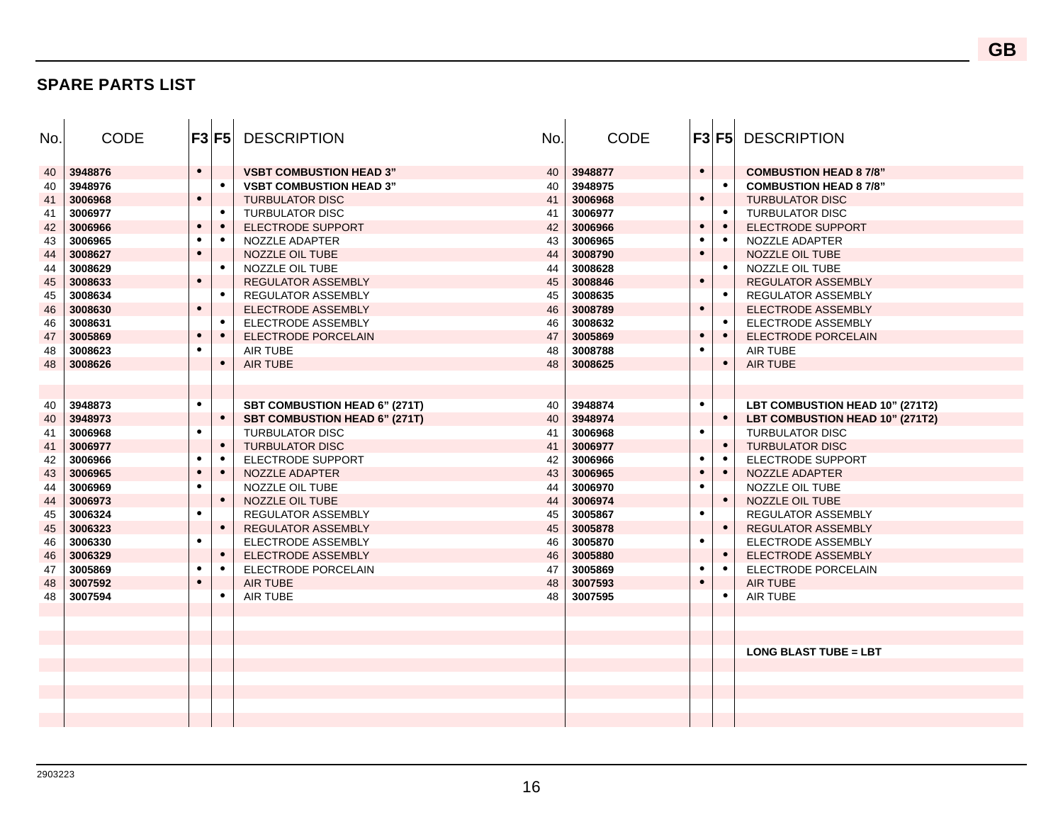## SPARE PARTS LIST

| No. | CODE | F3 | F5 | DESCRIPTION |
|---|---|---|---|---|
| 40 | **3948876** | • | | **VSBT COMBUSTION HEAD 3”** |
| 40 | **3948976** | | • | **VSBT COMBUSTION HEAD 3”** |
| 41 | **3006968** | • | | TURBULATOR DISC |
| 41 | **3006977** | | • | TURBULATOR DISC |
| 42 | **3006966** | • | • | ELECTRODE SUPPORT |
| 43 | **3006965** | • | • | NOZZLE ADAPTER |
| 44 | **3008627** | • | | NOZZLE OIL TUBE |
| 44 | **3008629** | | • | NOZZLE OIL TUBE |
| 45 | **3008633** | • | | REGULATOR ASSEMBLY |
| 45 | **3008634** | | • | REGULATOR ASSEMBLY |
| 46 | **3008630** | • | | ELECTRODE ASSEMBLY |
| 46 | **3008631** | | • | ELECTRODE ASSEMBLY |
| 47 | **3005869** | • | • | ELECTRODE PORCELAIN |
| 48 | **3008623** | • | | AIR TUBE |
| 48 | **3008626** | | • | AIR TUBE |
| | | | | |
| 40 | **3948873** | • | | **SBT COMBUSTION HEAD 6” (271T)** |
| 40 | **3948973** | | • | **SBT COMBUSTION HEAD 6” (271T)** |
| 41 | **3006968** | • | | TURBULATOR DISC |
| 41 | **3006977** | | • | TURBULATOR DISC |
| 42 | **3006966** | • | • | ELECTRODE SUPPORT |
| 43 | **3006965** | • | • | NOZZLE ADAPTER |
| 44 | **3006969** | • | | NOZZLE OIL TUBE |
| 44 | **3006973** | | • | NOZZLE OIL TUBE |
| 45 | **3006324** | • | | REGULATOR ASSEMBLY |
| 45 | **3006323** | | • | REGULATOR ASSEMBLY |
| 46 | **3006330** | • | | ELECTRODE ASSEMBLY |
| 46 | **3006329** | | • | ELECTRODE ASSEMBLY |
| 47 | **3005869** | • | • | ELECTRODE PORCELAIN |
| 48 | **3007592** | • | | AIR TUBE |
| 48 | **3007594** | | • | AIR TUBE |

| No. | CODE | F3 | F5 | DESCRIPTION |
|---|---|---|---|---|
| 40 | **3948877** | • | | **COMBUSTION HEAD 8 7/8”** |
| 40 | **3948975** | | • | **COMBUSTION HEAD 8 7/8”** |
| 41 | **3006968** | • | | TURBULATOR DISC |
| 41 | **3006977** | | • | TURBULATOR DISC |
| 42 | **3006966** | • | • | ELECTRODE SUPPORT |
| 43 | **3006965** | • | • | NOZZLE ADAPTER |
| 44 | **3008790** | • | | NOZZLE OIL TUBE |
| 44 | **3008628** | | • | NOZZLE OIL TUBE |
| 45 | **3008846** | • | | REGULATOR ASSEMBLY |
| 45 | **3008635** | | • | REGULATOR ASSEMBLY |
| 46 | **3008789** | • | | ELECTRODE ASSEMBLY |
| 46 | **3008632** | | • | ELECTRODE ASSEMBLY |
| 47 | **3005869** | • | • | ELECTRODE PORCELAIN |
| 48 | **3008788** | • | | AIR TUBE |
| 48 | **3008625** | | • | AIR TUBE |
| | | | | |
| 40 | **3948874** | • | | **LBT COMBUSTION HEAD 10” (271T2)** |
| 40 | **3948974** | | • | **LBT COMBUSTION HEAD 10” (271T2)** |
| 41 | **3006968** | • | | TURBULATOR DISC |
| 41 | **3006977** | | • | TURBULATOR DISC |
| 42 | **3006966** | • | • | ELECTRODE SUPPORT |
| 43 | **3006965** | • | • | NOZZLE ADAPTER |
| 44 | **3006970** | • | | NOZZLE OIL TUBE |
| 44 | **3006974** | | • | NOZZLE OIL TUBE |
| 45 | **3005867** | • | | REGULATOR ASSEMBLY |
| 45 | **3005878** | | • | REGULATOR ASSEMBLY |
| 46 | **3005870** | • | | ELECTRODE ASSEMBLY |
| 46 | **3005880** | | • | ELECTRODE ASSEMBLY |
| 47 | **3005869** | • | • | ELECTRODE PORCELAIN |
| 48 | **3007593** | • | | AIR TUBE |
| 48 | **3007595** | | • | AIR TUBE |

**LONG BLAST TUBE = LBT**

2903223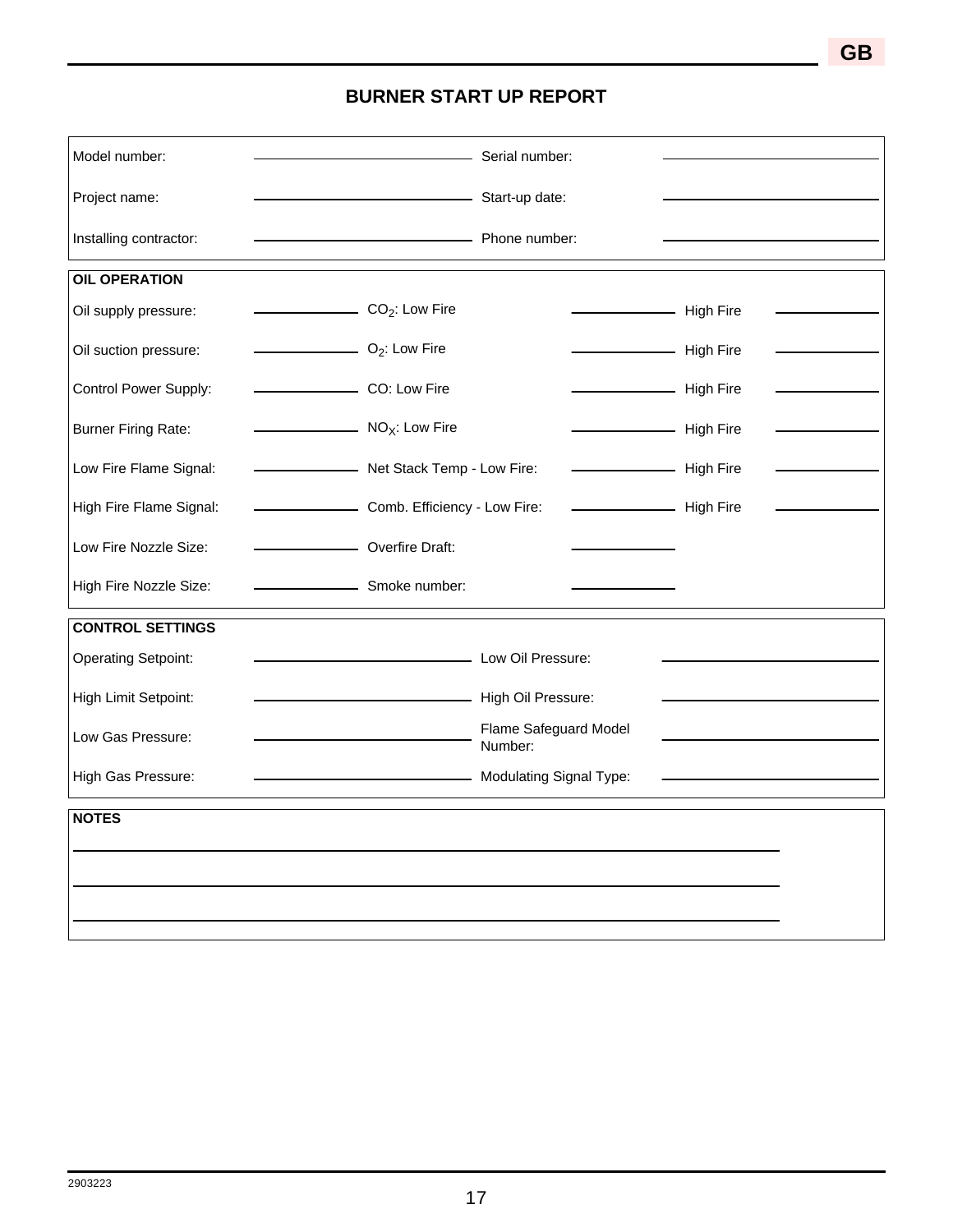# BURNER START UP REPORT

| | | | |
|---|---|---|---|
| Model number: | | Serial number: | |
| Project name: | | Start-up date: | |
| Installing contractor: | | Phone number: | |

| **OIL OPERATION** | | | | | |
|---|---|---|---|---|---|
| Oil supply pressure: | | $CO_2$: Low Fire | | High Fire | |
| Oil suction pressure: | | $O_2$: Low Fire | | High Fire | |
| Control Power Supply: | | CO: Low Fire | | High Fire | |
| Burner Firing Rate: | | $NO_X$: Low Fire | | High Fire | |
| Low Fire Flame Signal: | | Net Stack Temp - Low Fire: | | High Fire | |
| High Fire Flame Signal: | | Comb. Efficiency - Low Fire: | | High Fire | |
| Low Fire Nozzle Size: | | Overfire Draft: | | | |
| High Fire Nozzle Size: | | Smoke number: | | | |

| **CONTROL SETTINGS** | | | |
|---|---|---|---|
| Operating Setpoint: | | Low Oil Pressure: | |
| High Limit Setpoint: | | High Oil Pressure: | |
| Low Gas Pressure: | | Flame Safeguard Model Number: | |
| High Gas Pressure: | | Modulating Signal Type: | |

**NOTES**

2903223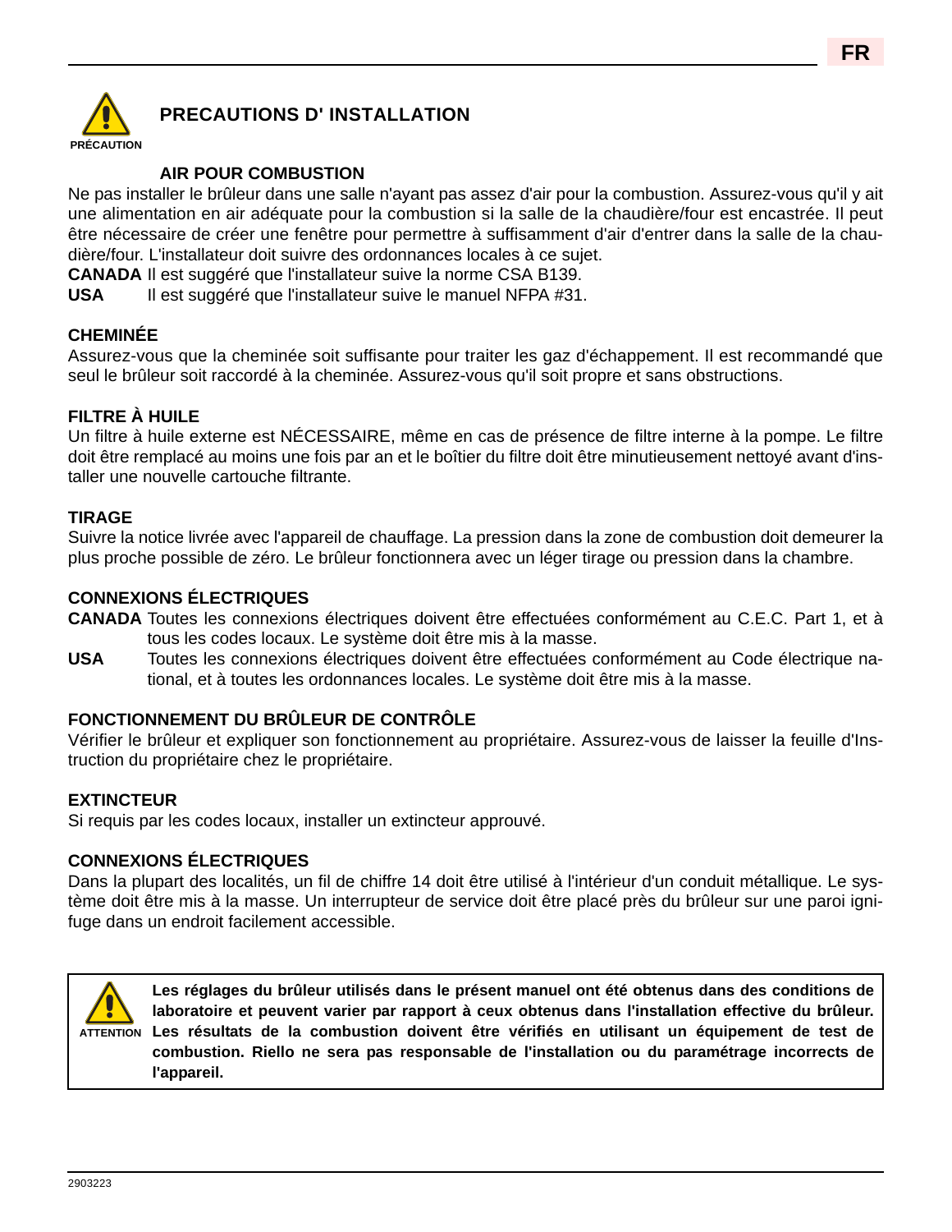PRÉCAUTION

## PRECAUTIONS D' INSTALLATION

### AIR POUR COMBUSTION

Ne pas installer le brûleur dans une salle n'ayant pas assez d'air pour la combustion. Assurez-vous qu'il y ait une alimentation en air adéquate pour la combustion si la salle de la chaudière/four est encastrée. Il peut être nécessaire de créer une fenêtre pour permettre à suffisamment d'air d'entrer dans la salle de la chaudière/four. L'installateur doit suivre des ordonnances locales à ce sujet.

**CANADA** Il est suggéré que l'installateur suive la norme CSA B139.

**USA** Il est suggéré que l'installateur suive le manuel NFPA #31.

### CHEMINÉE

Assurez-vous que la cheminée soit suffisante pour traiter les gaz d'échappement. Il est recommandé que seul le brûleur soit raccordé à la cheminée. Assurez-vous qu'il soit propre et sans obstructions.

### FILTRE À HUILE

Un filtre à huile externe est NÉCESSAIRE, même en cas de présence de filtre interne à la pompe. Le filtre doit être remplacé au moins une fois par an et le boîtier du filtre doit être minutieusement nettoyé avant d'installer une nouvelle cartouche filtrante.

### TIRAGE

Suivre la notice livrée avec l'appareil de chauffage. La pression dans la zone de combustion doit demeurer la plus proche possible de zéro. Le brûleur fonctionnera avec un léger tirage ou pression dans la chambre.

### CONNEXIONS ÉLECTRIQUES

**CANADA** Toutes les connexions électriques doivent être effectuées conformément au C.E.C. Part 1, et à tous les codes locaux. Le système doit être mis à la masse.

**USA** Toutes les connexions électriques doivent être effectuées conformément au Code électrique national, et à toutes les ordonnances locales. Le système doit être mis à la masse.

### FONCTIONNEMENT DU BRÛLEUR DE CONTRÔLE

Vérifier le brûleur et expliquer son fonctionnement au propriétaire. Assurez-vous de laisser la feuille d'Instruction du propriétaire chez le propriétaire.

### EXTINCTEUR

Si requis par les codes locaux, installer un extincteur approuvé.

### CONNEXIONS ÉLECTRIQUES

Dans la plupart des localités, un fil de chiffre 14 doit être utilisé à l'intérieur d'un conduit métallique. Le système doit être mis à la masse. Un interrupteur de service doit être placé près du brûleur sur une paroi ignifuge dans un endroit facilement accessible.

ATTENTION

**Les réglages du brûleur utilisés dans le présent manuel ont été obtenus dans des conditions de laboratoire et peuvent varier par rapport à ceux obtenus dans l'installation effective du brûleur. Les résultats de la combustion doivent être vérifiés en utilisant un équipement de test de combustion. Riello ne sera pas responsable de l'installation ou du paramétrage incorrects de l'appareil.**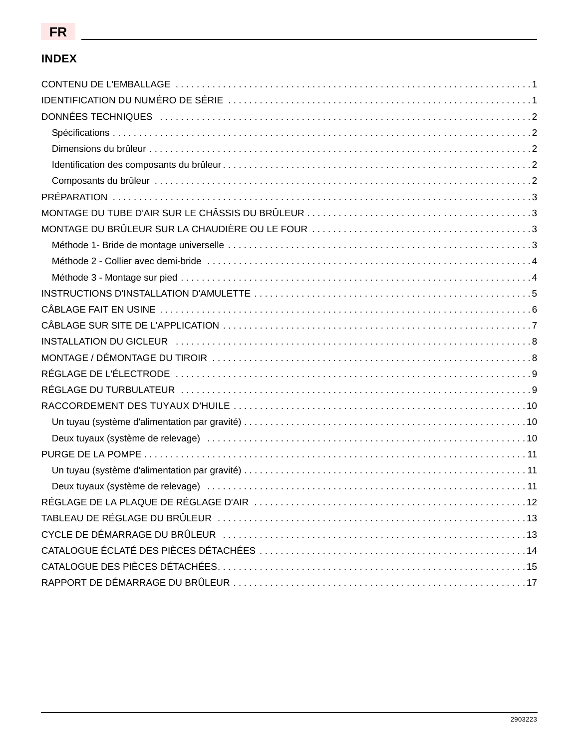FR

# INDEX

CONTENU DE L'EMBALLAGE . . . . . . . . . . . . . . . . . . . . . . . . . . . . . . . . . . . . . . . . . . . . . . . . . . . . . . . . 1
IDENTIFICATION DU NUMÉRO DE SÉRIE . . . . . . . . . . . . . . . . . . . . . . . . . . . . . . . . . . . . . . . . . . . . . . . . 1
DONNÉES TECHNIQUES . . . . . . . . . . . . . . . . . . . . . . . . . . . . . . . . . . . . . . . . . . . . . . . . . . . . . . . . . . . 2
- Spécifications . . . . . . . . . . . . . . . . . . . . . . . . . . . . . . . . . . . . . . . . . . . . . . . . . . . . . . . . . . . . . . . . . 2
- Dimensions du brûleur . . . . . . . . . . . . . . . . . . . . . . . . . . . . . . . . . . . . . . . . . . . . . . . . . . . . . . . . . . . 2
- Identification des composants du brûleur . . . . . . . . . . . . . . . . . . . . . . . . . . . . . . . . . . . . . . . . . . . . . 2
- Composants du brûleur . . . . . . . . . . . . . . . . . . . . . . . . . . . . . . . . . . . . . . . . . . . . . . . . . . . . . . . . . . 2

PRÉPARATION . . . . . . . . . . . . . . . . . . . . . . . . . . . . . . . . . . . . . . . . . . . . . . . . . . . . . . . . . . . . . . . . . . . 3
MONTAGE DU TUBE D'AIR SUR LE CHÂSSIS DU BRÛLEUR . . . . . . . . . . . . . . . . . . . . . . . . . . . . . . . . . . . 3
MONTAGE DU BRÛLEUR SUR LA CHAUDIÈRE OU LE FOUR . . . . . . . . . . . . . . . . . . . . . . . . . . . . . . . . . . 3
- Méthode 1- Bride de montage universelle . . . . . . . . . . . . . . . . . . . . . . . . . . . . . . . . . . . . . . . . . . . . . 3
- Méthode 2 - Collier avec demi-bride . . . . . . . . . . . . . . . . . . . . . . . . . . . . . . . . . . . . . . . . . . . . . . . . . 4
- Méthode 3 - Montage sur pied . . . . . . . . . . . . . . . . . . . . . . . . . . . . . . . . . . . . . . . . . . . . . . . . . . . . . . 4

INSTRUCTIONS D'INSTALLATION D'AMULETTE . . . . . . . . . . . . . . . . . . . . . . . . . . . . . . . . . . . . . . . . . . . 5
CÂBLAGE FAIT EN USINE . . . . . . . . . . . . . . . . . . . . . . . . . . . . . . . . . . . . . . . . . . . . . . . . . . . . . . . . . . . 6
CÂBLAGE SUR SITE DE L'APPLICATION . . . . . . . . . . . . . . . . . . . . . . . . . . . . . . . . . . . . . . . . . . . . . . . . 7
INSTALLATION DU GICLEUR . . . . . . . . . . . . . . . . . . . . . . . . . . . . . . . . . . . . . . . . . . . . . . . . . . . . . . . . . 8
MONTAGE / DÉMONTAGE DU TIROIR . . . . . . . . . . . . . . . . . . . . . . . . . . . . . . . . . . . . . . . . . . . . . . . . . . 8
RÉGLAGE DE L'ÉLECTRODE . . . . . . . . . . . . . . . . . . . . . . . . . . . . . . . . . . . . . . . . . . . . . . . . . . . . . . . . . 9
RÉGLAGE DU TURBULATEUR . . . . . . . . . . . . . . . . . . . . . . . . . . . . . . . . . . . . . . . . . . . . . . . . . . . . . . . . 9
RACCORDEMENT DES TUYAUX D'HUILE . . . . . . . . . . . . . . . . . . . . . . . . . . . . . . . . . . . . . . . . . . . . . . . 10
- Un tuyau (système d'alimentation par gravité) . . . . . . . . . . . . . . . . . . . . . . . . . . . . . . . . . . . . . . . . . 10
- Deux tuyaux (système de relevage) . . . . . . . . . . . . . . . . . . . . . . . . . . . . . . . . . . . . . . . . . . . . . . . . . 10

PURGE DE LA POMPE . . . . . . . . . . . . . . . . . . . . . . . . . . . . . . . . . . . . . . . . . . . . . . . . . . . . . . . . . . . . . 11
- Un tuyau (système d'alimentation par gravité) . . . . . . . . . . . . . . . . . . . . . . . . . . . . . . . . . . . . . . . . . 11
- Deux tuyaux (système de relevage) . . . . . . . . . . . . . . . . . . . . . . . . . . . . . . . . . . . . . . . . . . . . . . . . . 11

RÉGLAGE DE LA PLAQUE DE RÉGLAGE D'AIR . . . . . . . . . . . . . . . . . . . . . . . . . . . . . . . . . . . . . . . . . . . 12
TABLEAU DE RÉGLAGE DU BRÛLEUR . . . . . . . . . . . . . . . . . . . . . . . . . . . . . . . . . . . . . . . . . . . . . . . . . 13
CYCLE DE DÉMARRAGE DU BRÛLEUR . . . . . . . . . . . . . . . . . . . . . . . . . . . . . . . . . . . . . . . . . . . . . . . . 13
CATALOGUE ÉCLATÉ DES PIÈCES DÉTACHÉES . . . . . . . . . . . . . . . . . . . . . . . . . . . . . . . . . . . . . . . . . 14
CATALOGUE DES PIÈCES DÉTACHÉES. . . . . . . . . . . . . . . . . . . . . . . . . . . . . . . . . . . . . . . . . . . . . . . . 15
RAPPORT DE DÉMARRAGE DU BRÛLEUR . . . . . . . . . . . . . . . . . . . . . . . . . . . . . . . . . . . . . . . . . . . . . . 17

2903223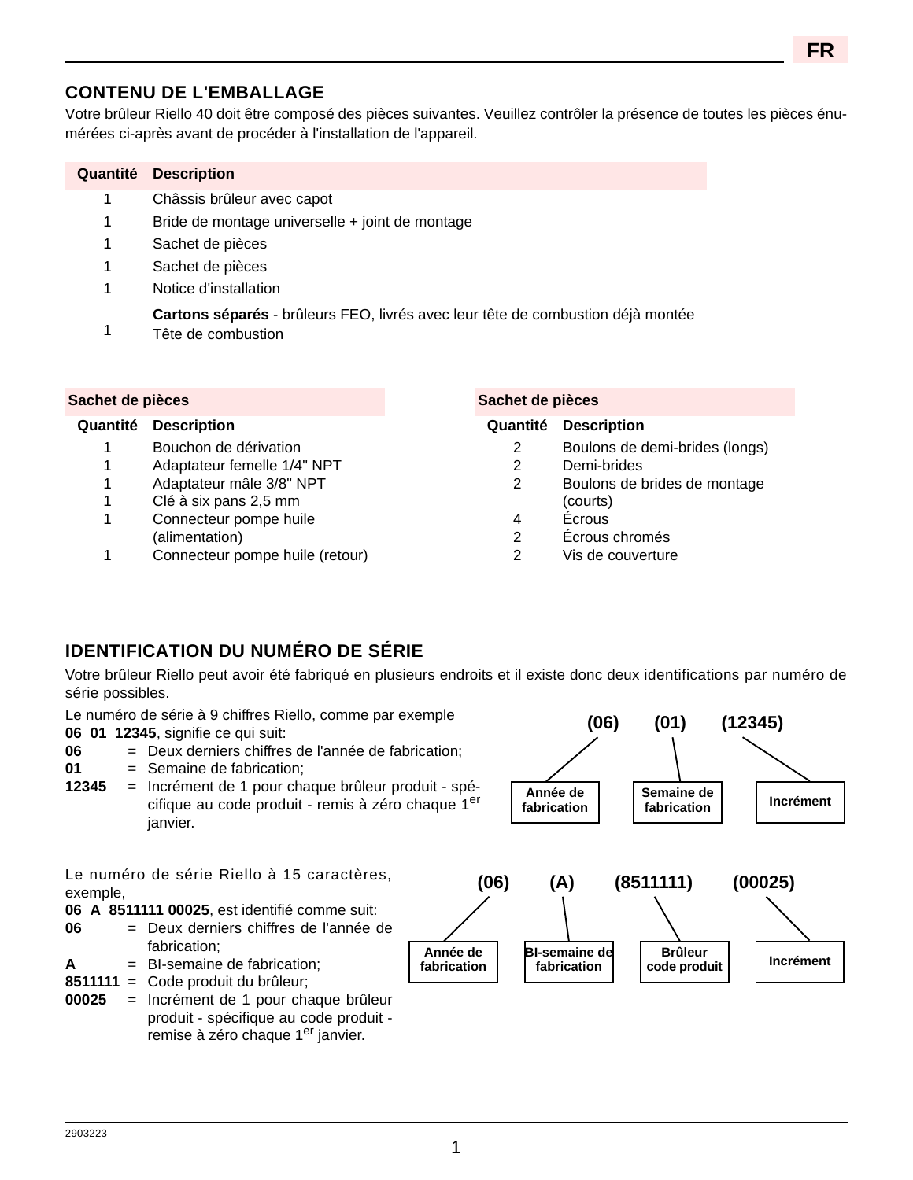## CONTENU DE L'EMBALLAGE

Votre brûleur Riello 40 doit être composé des pièces suivantes. Veuillez contrôler la présence de toutes les pièces énumérées ci-après avant de procéder à l'installation de l'appareil.

| Quantité | Description |
|---|---|
| 1 | Châssis brûleur avec capot |
| 1 | Bride de montage universelle + joint de montage |
| 1 | Sachet de pièces |
| 1 | Sachet de pièces |
| 1 | Notice d'installation |
| 1 | **Cartons séparés** - brûleurs FEO, livrés avec leur tête de combustion déjà montée<br>Tête de combustion |

| Sachet de pièces | |
|---|---|
| **Quantité** | **Description** |
| 1 | Bouchon de dérivation |
| 1 | Adaptateur femelle 1/4" NPT |
| 1 | Adaptateur mâle 3/8" NPT |
| 1 | Clé à six pans 2,5 mm |
| 1 | Connecteur pompe huile (alimentation) |
| 1 | Connecteur pompe huile (retour) |

| Sachet de pièces | |
|---|---|
| **Quantité** | **Description** |
| 2 | Boulons de demi-brides (longs) |
| 2 | Demi-brides |
| 2 | Boulons de brides de montage (courts) |
| 4 | Écrous |
| 2 | Écrous chromés |
| 2 | Vis de couverture |

## IDENTIFICATION DU NUMÉRO DE SÉRIE

Votre brûleur Riello peut avoir été fabriqué en plusieurs endroits et il existe donc deux identifications par numéro de série possibles.

Le numéro de série à 9 chiffres Riello, comme par exemple **06 01 12345**, signifie ce qui suit:

**06** = Deux derniers chiffres de l'année de fabrication;
**01** = Semaine de fabrication;
**12345** = Incrément de 1 pour chaque brûleur produit - spécifique au code produit - remis à zéro chaque 1er janvier.

(06) → Année de fabrication
(01) → Semaine de fabrication
(12345) → Incrément

Le numéro de série Riello à 15 caractères, exemple, **06 A 8511111 00025**, est identifié comme suit:

**06** = Deux derniers chiffres de l'année de fabrication;
**A** = BI-semaine de fabrication;
**8511111** = Code produit du brûleur;
**00025** = Incrément de 1 pour chaque brûleur produit - spécifique au code produit - remise à zéro chaque 1er janvier.

(06) → Année de fabrication
(A) → BI-semaine de fabrication
(8511111) → Brûleur code produit
(00025) → Incrément

2903223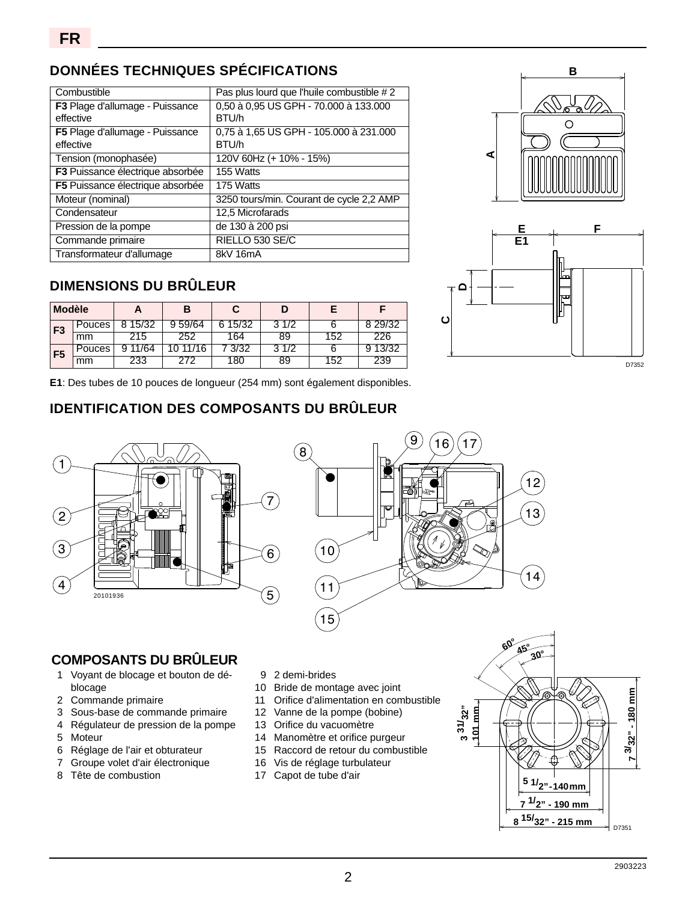## DONNÉES TECHNIQUES SPÉCIFICATIONS

| | |
|---|---|
| Combustible | Pas plus lourd que l'huile combustible # 2 |
| **F3** Plage d'allumage - Puissance effective | 0,50 à 0,95 US GPH - 70.000 à 133.000 BTU/h |
| **F5** Plage d'allumage - Puissance effective | 0,75 à 1,65 US GPH - 105.000 à 231.000 BTU/h |
| Tension (monophasée) | 120V 60Hz (+ 10% - 15%) |
| **F3** Puissance électrique absorbée | 155 Watts |
| **F5** Puissance électrique absorbée | 175 Watts |
| Moteur (nominal) | 3250 tours/min. Courant de cycle 2,2 AMP |
| Condensateur | 12,5 Microfarads |
| Pression de la pompe | de 130 à 200 psi |
| Commande primaire | RIELLO 530 SE/C |
| Transformateur d'allumage | 8kV 16mA |

## DIMENSIONS DU BRÛLEUR

| Modèle | | A | B | C | D | E | F |
|---|---|---|---|---|---|---|---|
| **F3** | Pouces | 8 15/32 | 9 59/64 | 6 15/32 | 3 1/2 | 6 | 8 29/32 |
| | mm | 215 | 252 | 164 | 89 | 152 | 226 |
| **F5** | Pouces | 9 11/64 | 10 11/16 | 7 3/32 | 3 1/2 | 6 | 9 13/32 |
| | mm | 233 | 272 | 180 | 89 | 152 | 239 |

**E1**: Des tubes de 10 pouces de longueur (254 mm) sont également disponibles.

## IDENTIFICATION DES COMPOSANTS DU BRÛLEUR

### COMPOSANTS DU BRÛLEUR

1. Voyant de blocage et bouton de déblocage
2. Commande primaire
3. Sous-base de commande primaire
4. Régulateur de pression de la pompe
5. Moteur
6. Réglage de l'air et obturateur
7. Groupe volet d'air électronique
8. Tête de combustion
9. 2 demi-brides
10. Bride de montage avec joint
11. Orifice d'alimentation en combustible
12. Vanne de la pompe (bobine)
13. Orifice du vacuomètre
14. Manomètre et orifice purgeur
15. Raccord de retour du combustible
16. Vis de réglage turbulateur
17. Capot de tube d'air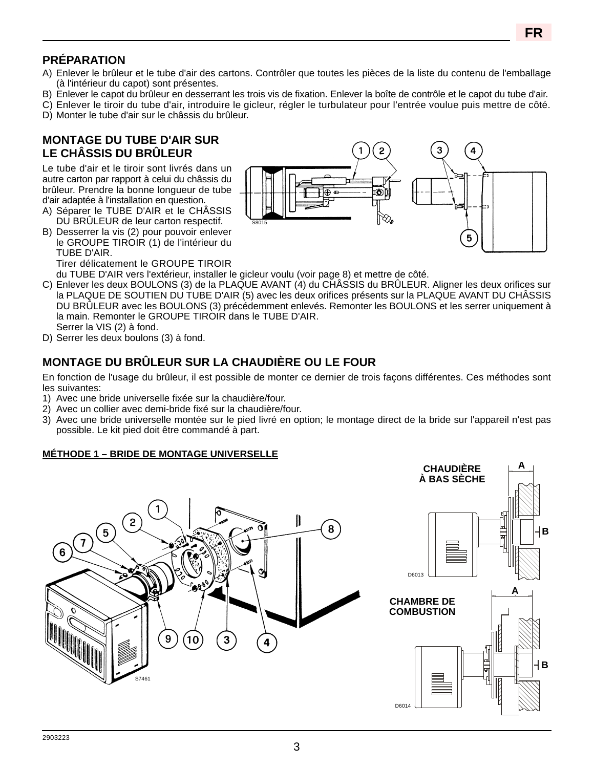## PRÉPARATION

A) Enlever le brûleur et le tube d'air des cartons. Contrôler que toutes les pièces de la liste du contenu de l'emballage (à l'intérieur du capot) sont présentes.
B) Enlever le capot du brûleur en desserrant les trois vis de fixation. Enlever la boîte de contrôle et le capot du tube d'air.
C) Enlever le tiroir du tube d'air, introduire le gicleur, régler le turbulateur pour l'entrée voulue puis mettre de côté.
D) Monter le tube d'air sur le châssis du brûleur.

## MONTAGE DU TUBE D'AIR SUR LE CHÂSSIS DU BRÛLEUR

Le tube d'air et le tiroir sont livrés dans un autre carton par rapport à celui du châssis du brûleur. Prendre la bonne longueur de tube d'air adaptée à l'installation en question.

A) Séparer le TUBE D'AIR et le CHÂSSIS DU BRÛLEUR de leur carton respectif.
B) Desserrer la vis (2) pour pouvoir enlever le GROUPE TIROIR (1) de l'intérieur du TUBE D'AIR.
   Tirer délicatement le GROUPE TIROIR du TUBE D'AIR vers l'extérieur, installer le gicleur voulu (voir page 8) et mettre de côté.
C) Enlever les deux BOULONS (3) de la PLAQUE AVANT (4) du CHÂSSIS du BRÛLEUR. Aligner les deux orifices sur la PLAQUE DE SOUTIEN DU TUBE D'AIR (5) avec les deux orifices présents sur la PLAQUE AVANT DU CHÂSSIS DU BRÛLEUR avec les BOULONS (3) précédemment enlevés. Remonter les BOULONS et les serrer uniquement à la main. Remonter le GROUPE TIROIR dans le TUBE D'AIR.
   Serrer la VIS (2) à fond.
D) Serrer les deux boulons (3) à fond.

## MONTAGE DU BRÛLEUR SUR LA CHAUDIÈRE OU LE FOUR

En fonction de l'usage du brûleur, il est possible de monter ce dernier de trois façons différentes. Ces méthodes sont les suivantes:

1) Avec une bride universelle fixée sur la chaudière/four.
2) Avec un collier avec demi-bride fixé sur la chaudière/four.
3) Avec une bride universelle montée sur le pied livré en option; le montage direct de la bride sur l'appareil n'est pas possible. Le kit pied doit être commandé à part.

### MÉTHODE 1 – BRIDE DE MONTAGE UNIVERSELLE

CHAUDIÈRE À BAS SÈCHE

CHAMBRE DE COMBUSTION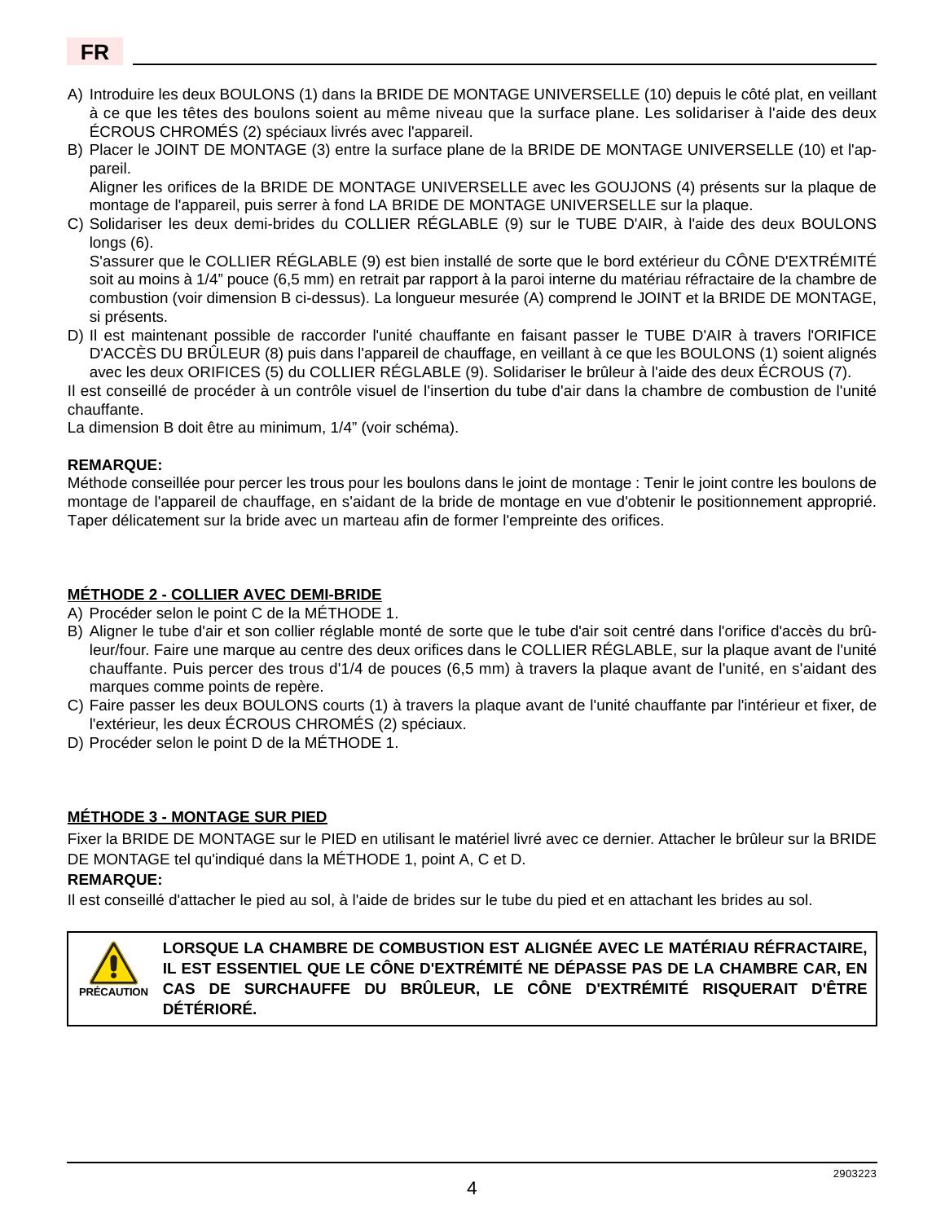A) Introduire les deux BOULONS (1) dans la BRIDE DE MONTAGE UNIVERSELLE (10) depuis le côté plat, en veillant à ce que les têtes des boulons soient au même niveau que la surface plane. Les solidariser à l'aide des deux ÉCROUS CHROMÉS (2) spéciaux livrés avec l'appareil.
B) Placer le JOINT DE MONTAGE (3) entre la surface plane de la BRIDE DE MONTAGE UNIVERSELLE (10) et l'appareil.
   Aligner les orifices de la BRIDE DE MONTAGE UNIVERSELLE avec les GOUJONS (4) présents sur la plaque de montage de l'appareil, puis serrer à fond LA BRIDE DE MONTAGE UNIVERSELLE sur la plaque.
C) Solidariser les deux demi-brides du COLLIER RÉGLABLE (9) sur le TUBE D'AIR, à l'aide des deux BOULONS longs (6).
   S'assurer que le COLLIER RÉGLABLE (9) est bien installé de sorte que le bord extérieur du CÔNE D'EXTRÉMITÉ soit au moins à 1/4" pouce (6,5 mm) en retrait par rapport à la paroi interne du matériau réfractaire de la chambre de combustion (voir dimension B ci-dessus). La longueur mesurée (A) comprend le JOINT et la BRIDE DE MONTAGE, si présents.
D) Il est maintenant possible de raccorder l'unité chauffante en faisant passer le TUBE D'AIR à travers l'ORIFICE D'ACCÈS DU BRÛLEUR (8) puis dans l'appareil de chauffage, en veillant à ce que les BOULONS (1) soient alignés avec les deux ORIFICES (5) du COLLIER RÉGLABLE (9). Solidariser le brûleur à l'aide des deux ÉCROUS (7).

Il est conseillé de procéder à un contrôle visuel de l'insertion du tube d'air dans la chambre de combustion de l'unité chauffante.
La dimension B doit être au minimum, 1/4" (voir schéma).

**REMARQUE:**
Méthode conseillée pour percer les trous pour les boulons dans le joint de montage : Tenir le joint contre les boulons de montage de l'appareil de chauffage, en s'aidant de la bride de montage en vue d'obtenir le positionnement approprié. Taper délicatement sur la bride avec un marteau afin de former l'empreinte des orifices.

**MÉTHODE 2 - COLLIER AVEC DEMI-BRIDE**

A) Procéder selon le point C de la MÉTHODE 1.
B) Aligner le tube d'air et son collier réglable monté de sorte que le tube d'air soit centré dans l'orifice d'accès du brûleur/four. Faire une marque au centre des deux orifices dans le COLLIER RÉGLABLE, sur la plaque avant de l'unité chauffante. Puis percer des trous d'1/4 de pouces (6,5 mm) à travers la plaque avant de l'unité, en s'aidant des marques comme points de repère.
C) Faire passer les deux BOULONS courts (1) à travers la plaque avant de l'unité chauffante par l'intérieur et fixer, de l'extérieur, les deux ÉCROUS CHROMÉS (2) spéciaux.
D) Procéder selon le point D de la MÉTHODE 1.

**MÉTHODE 3 - MONTAGE SUR PIED**

Fixer la BRIDE DE MONTAGE sur le PIED en utilisant le matériel livré avec ce dernier. Attacher le brûleur sur la BRIDE DE MONTAGE tel qu'indiqué dans la MÉTHODE 1, point A, C et D.

**REMARQUE:**
Il est conseillé d'attacher le pied au sol, à l'aide de brides sur le tube du pied et en attachant les brides au sol.

PRÉCAUTION

**LORSQUE LA CHAMBRE DE COMBUSTION EST ALIGNÉE AVEC LE MATÉRIAU RÉFRACTAIRE, IL EST ESSENTIEL QUE LE CÔNE D'EXTRÉMITÉ NE DÉPASSE PAS DE LA CHAMBRE CAR, EN CAS DE SURCHAUFFE DU BRÛLEUR, LE CÔNE D'EXTRÉMITÉ RISQUERAIT D'ÊTRE DÉTÉRIORÉ.**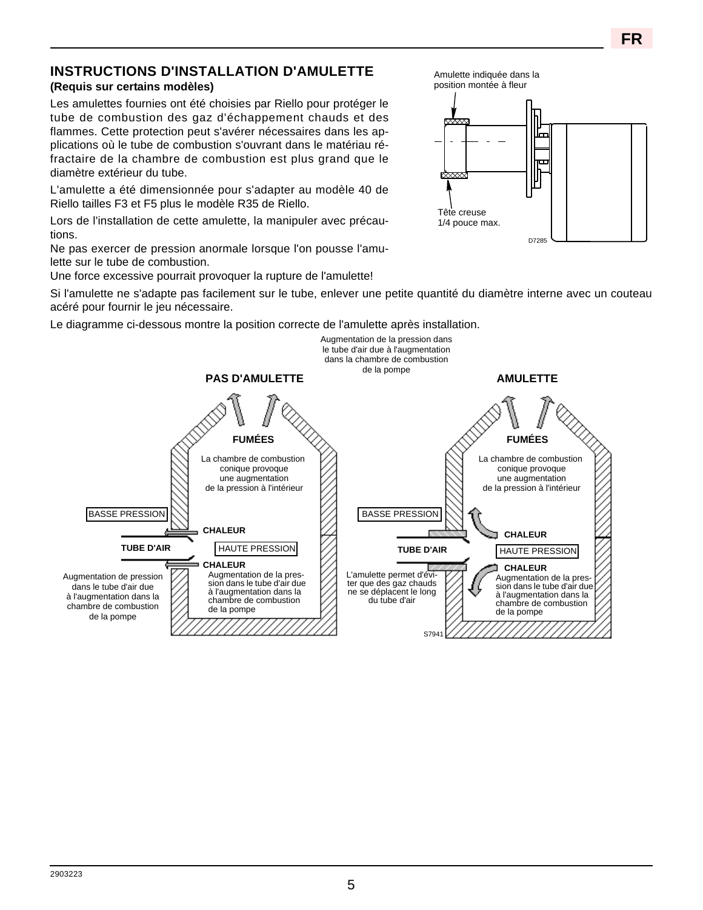## INSTRUCTIONS D'INSTALLATION D'AMULETTE

**(Requis sur certains modèles)**

Les amulettes fournies ont été choisies par Riello pour protéger le tube de combustion des gaz d'échappement chauds et des flammes. Cette protection peut s'avérer nécessaires dans les applications où le tube de combustion s'ouvrant dans le matériau réfractaire de la chambre de combustion est plus grand que le diamètre extérieur du tube.

L'amulette a été dimensionnée pour s'adapter au modèle 40 de Riello tailles F3 et F5 plus le modèle R35 de Riello.

Lors de l'installation de cette amulette, la manipuler avec précautions.
Ne pas exercer de pression anormale lorsque l'on pousse l'amulette sur le tube de combustion.
Une force excessive pourrait provoquer la rupture de l'amulette!

Amulette indiquée dans la position montée à fleur

Tête creuse 1/4 pouce max.

D7285

Si l'amulette ne s'adapte pas facilement sur le tube, enlever une petite quantité du diamètre interne avec un couteau acéré pour fournir le jeu nécessaire.

Le diagramme ci-dessous montre la position correcte de l'amulette après installation.

Augmentation de la pression dans le tube d'air due à l'augmentation dans la chambre de combustion de la pompe

**PAS D'AMULETTE**

**FUMÉES**

La chambre de combustion conique provoque une augmentation de la pression à l'intérieur

BASSE PRESSION

**CHALEUR**

**TUBE D'AIR**

HAUTE PRESSION

**CHALEUR**

Augmentation de pression dans le tube d'air due à l'augmentation dans la chambre de combustion de la pompe

Augmentation de la pression dans le tube d'air due à l'augmentation dans la chambre de combustion de la pompe

**AMULETTE**

**FUMÉES**

La chambre de combustion conique provoque une augmentation de la pression à l'intérieur

BASSE PRESSION

**CHALEUR**

**TUBE D'AIR**

HAUTE PRESSION

**CHALEUR**

L'amulette permet d'éviter que des gaz chauds ne se déplacent le long du tube d'air

Augmentation de la pression dans le tube d'air due à l'augmentation dans la chambre de combustion de la pompe

S7941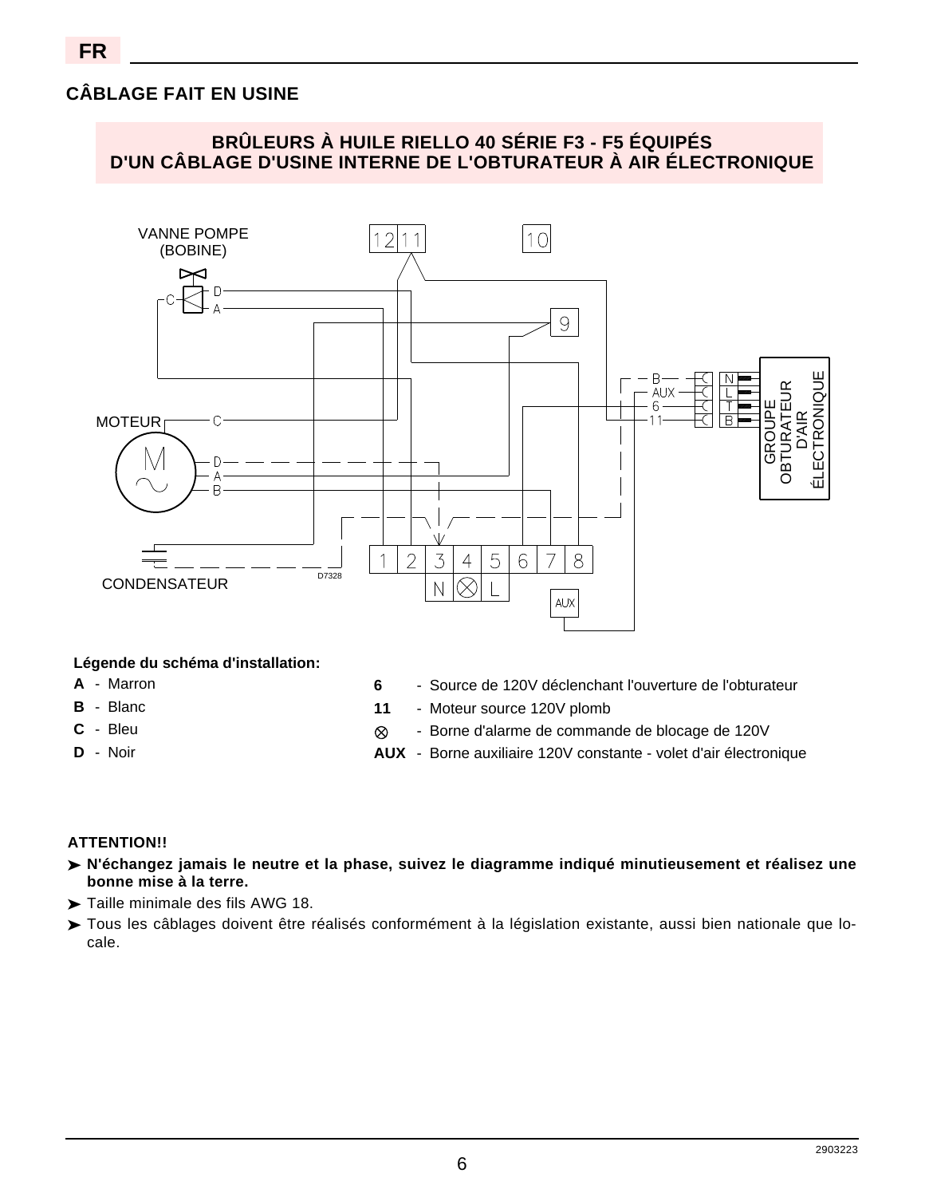## CÂBLAGE FAIT EN USINE

### BRÛLEURS À HUILE RIELLO 40 SÉRIE F3 - F5 ÉQUIPÉS D'UN CÂBLAGE D'USINE INTERNE DE L'OBTURATEUR À AIR ÉLECTRONIQUE

**Légende du schéma d'installation:**

- **A** - Marron
- **B** - Blanc
- **C** - Bleu
- **D** - Noir

- **6** - Source de 120V déclenchant l'ouverture de l'obturateur
- **11** - Moteur source 120V plomb
- **⊗** - Borne d'alarme de commande de blocage de 120V
- **AUX** - Borne auxiliaire 120V constante - volet d'air électronique

**ATTENTION!!**

- ➤ **N'échangez jamais le neutre et la phase, suivez le diagramme indiqué minutieusement et réalisez une bonne mise à la terre.**
- ➤ Taille minimale des fils AWG 18.
- ➤ Tous les câblages doivent être réalisés conformément à la législation existante, aussi bien nationale que locale.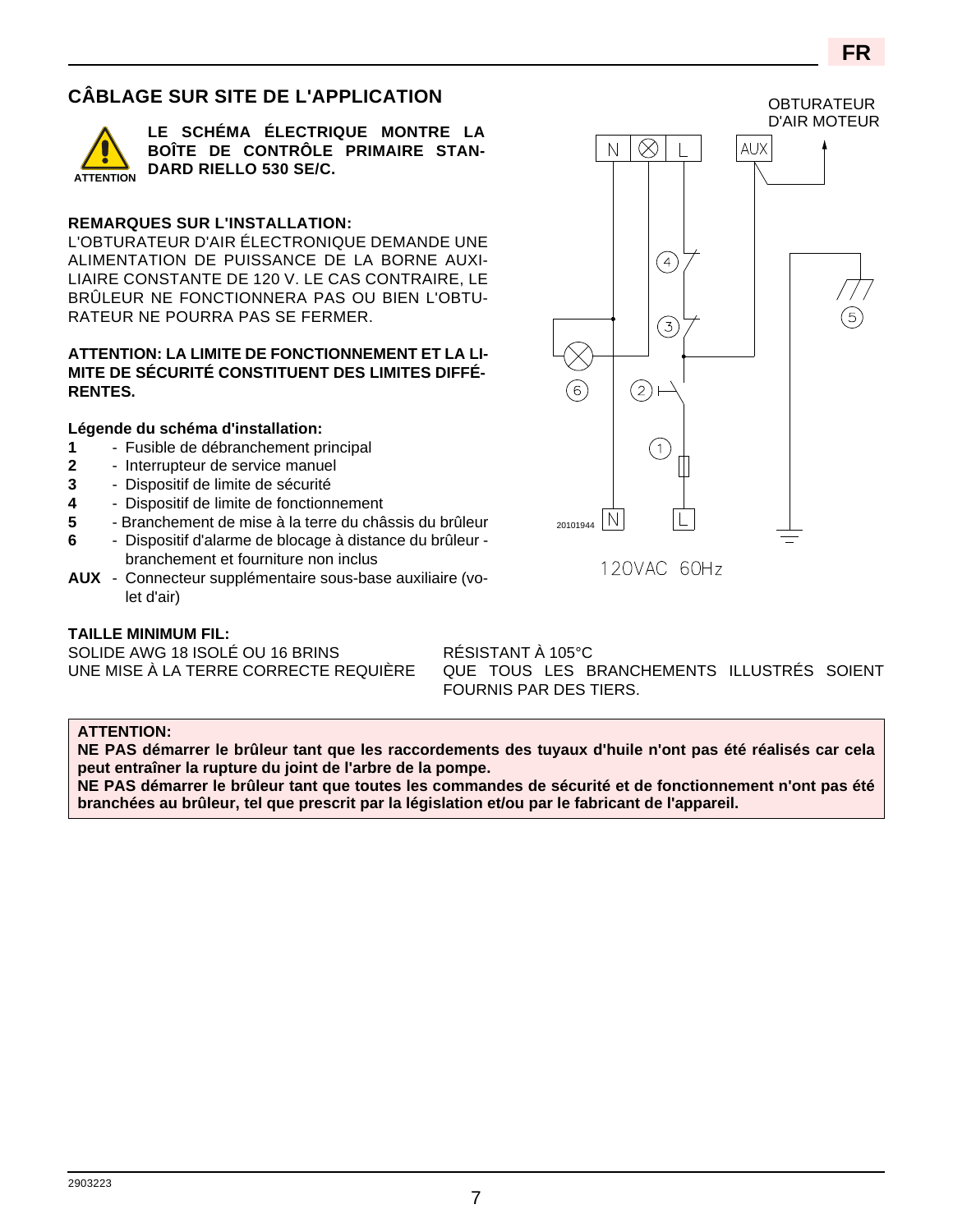## CÂBLAGE SUR SITE DE L'APPLICATION

**ATTENTION**

**LE SCHÉMA ÉLECTRIQUE MONTRE LA BOÎTE DE CONTRÔLE PRIMAIRE STANDARD RIELLO 530 SE/C.**

**REMARQUES SUR L'INSTALLATION:**

L'OBTURATEUR D'AIR ÉLECTRONIQUE DEMANDE UNE ALIMENTATION DE PUISSANCE DE LA BORNE AUXILIAIRE CONSTANTE DE 120 V. LE CAS CONTRAIRE, LE BRÛLEUR NE FONCTIONNERA PAS OU BIEN L'OBTURATEUR NE POURRA PAS SE FERMER.

**ATTENTION: LA LIMITE DE FONCTIONNEMENT ET LA LIMITE DE SÉCURITÉ CONSTITUENT DES LIMITES DIFFÉRENTES.**

**Légende du schéma d'installation:**

- **1** - Fusible de débranchement principal
- **2** - Interrupteur de service manuel
- **3** - Dispositif de limite de sécurité
- **4** - Dispositif de limite de fonctionnement
- **5** - Branchement de mise à la terre du châssis du brûleur
- **6** - Dispositif d'alarme de blocage à distance du brûleur - branchement et fourniture non inclus
- **AUX** - Connecteur supplémentaire sous-base auxiliaire (volet d'air)

OBTURATEUR D'AIR MOTEUR

N | ⊗ | L | AUX

20101944

120VAC 60Hz

**TAILLE MINIMUM FIL:**

SOLIDE AWG 18 ISOLÉ OU 16 BRINS RÉSISTANT À 105°C

UNE MISE À LA TERRE CORRECTE REQUIÈRE QUE TOUS LES BRANCHEMENTS ILLUSTRÉS SOIENT FOURNIS PAR DES TIERS.

**ATTENTION:**
**NE PAS démarrer le brûleur tant que les raccordements des tuyaux d'huile n'ont pas été réalisés car cela peut entraîner la rupture du joint de l'arbre de la pompe.**
**NE PAS démarrer le brûleur tant que toutes les commandes de sécurité et de fonctionnement n'ont pas été branchées au brûleur, tel que prescrit par la législation et/ou par le fabricant de l'appareil.**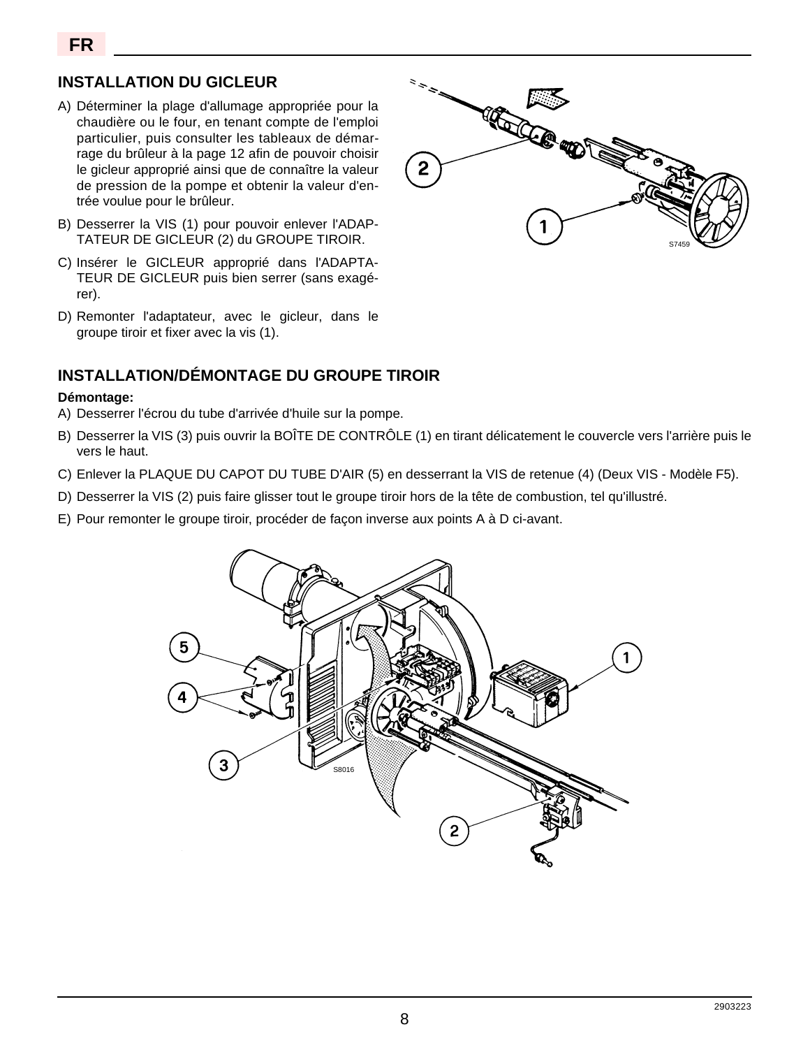## INSTALLATION DU GICLEUR

A) Déterminer la plage d'allumage appropriée pour la chaudière ou le four, en tenant compte de l'emploi particulier, puis consulter les tableaux de démarrage du brûleur à la page 12 afin de pouvoir choisir le gicleur approprié ainsi que de connaître la valeur de pression de la pompe et obtenir la valeur d'entrée voulue pour le brûleur.

B) Desserrer la VIS (1) pour pouvoir enlever l'ADAPTATEUR DE GICLEUR (2) du GROUPE TIROIR.

C) Insérer le GICLEUR approprié dans l'ADAPTATEUR DE GICLEUR puis bien serrer (sans exagérer).

D) Remonter l'adaptateur, avec le gicleur, dans le groupe tiroir et fixer avec la vis (1).

## INSTALLATION/DÉMONTAGE DU GROUPE TIROIR

**Démontage:**

A) Desserrer l'écrou du tube d'arrivée d'huile sur la pompe.

B) Desserrer la VIS (3) puis ouvrir la BOÎTE DE CONTRÔLE (1) en tirant délicatement le couvercle vers l'arrière puis le vers le haut.

C) Enlever la PLAQUE DU CAPOT DU TUBE D'AIR (5) en desserrant la VIS de retenue (4) (Deux VIS - Modèle F5).

D) Desserrer la VIS (2) puis faire glisser tout le groupe tiroir hors de la tête de combustion, tel qu'illustré.

E) Pour remonter le groupe tiroir, procéder de façon inverse aux points A à D ci-avant.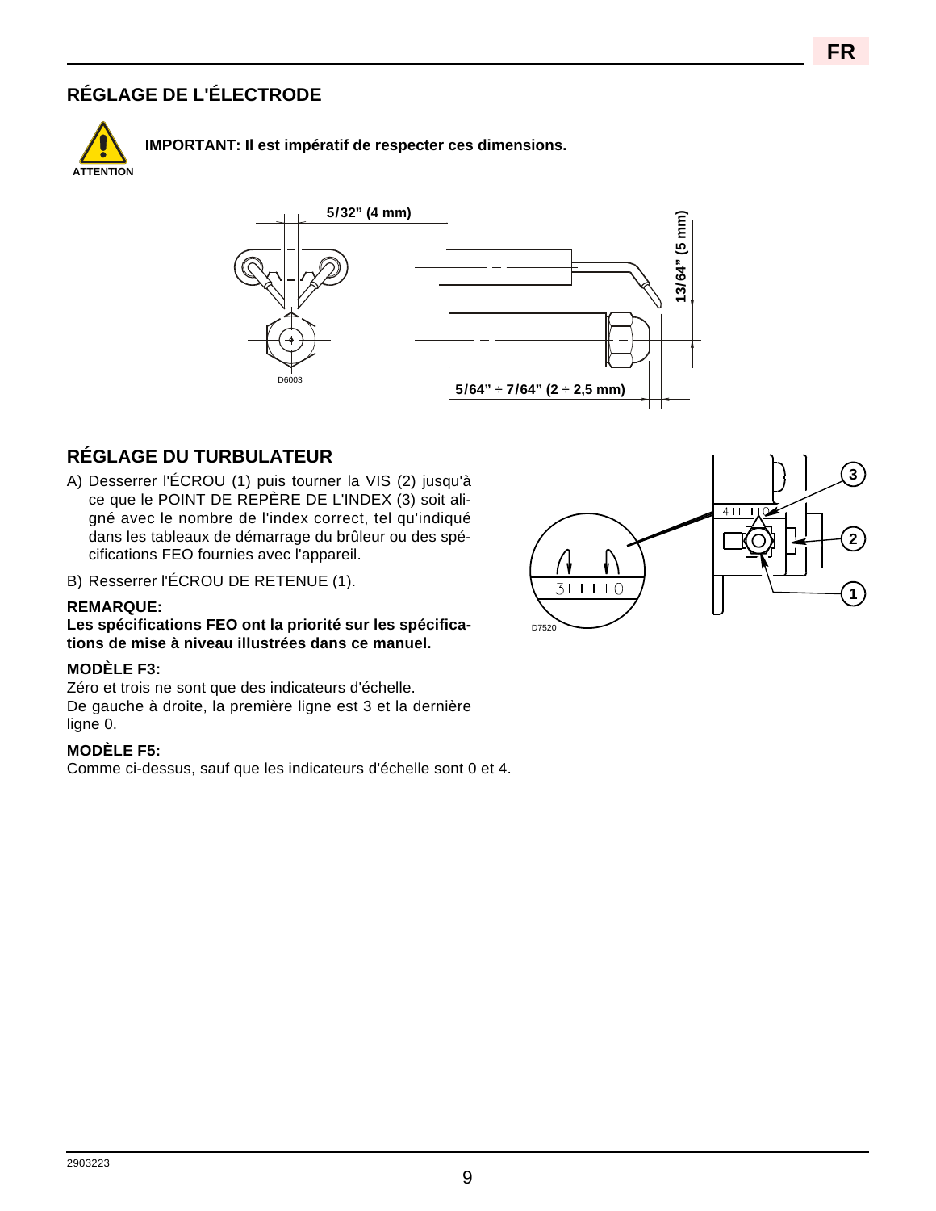## RÉGLAGE DE L'ÉLECTRODE

ATTENTION

**IMPORTANT: Il est impératif de respecter ces dimensions.**

5/32" (4 mm)

13/64" (5 mm)

5/64" ÷ 7/64" (2 ÷ 2,5 mm)

D6003

## RÉGLAGE DU TURBULATEUR

A) Desserrer l'ÉCROU (1) puis tourner la VIS (2) jusqu'à ce que le POINT DE REPÈRE DE L'INDEX (3) soit aligné avec le nombre de l'index correct, tel qu'indiqué dans les tableaux de démarrage du brûleur ou des spécifications FEO fournies avec l'appareil.

B) Resserrer l'ÉCROU DE RETENUE (1).

**REMARQUE:**

**Les spécifications FEO ont la priorité sur les spécifications de mise à niveau illustrées dans ce manuel.**

**MODÈLE F3:**

Zéro et trois ne sont que des indicateurs d'échelle.
De gauche à droite, la première ligne est 3 et la dernière ligne 0.

**MODÈLE F5:**

Comme ci-dessus, sauf que les indicateurs d'échelle sont 0 et 4.

D7520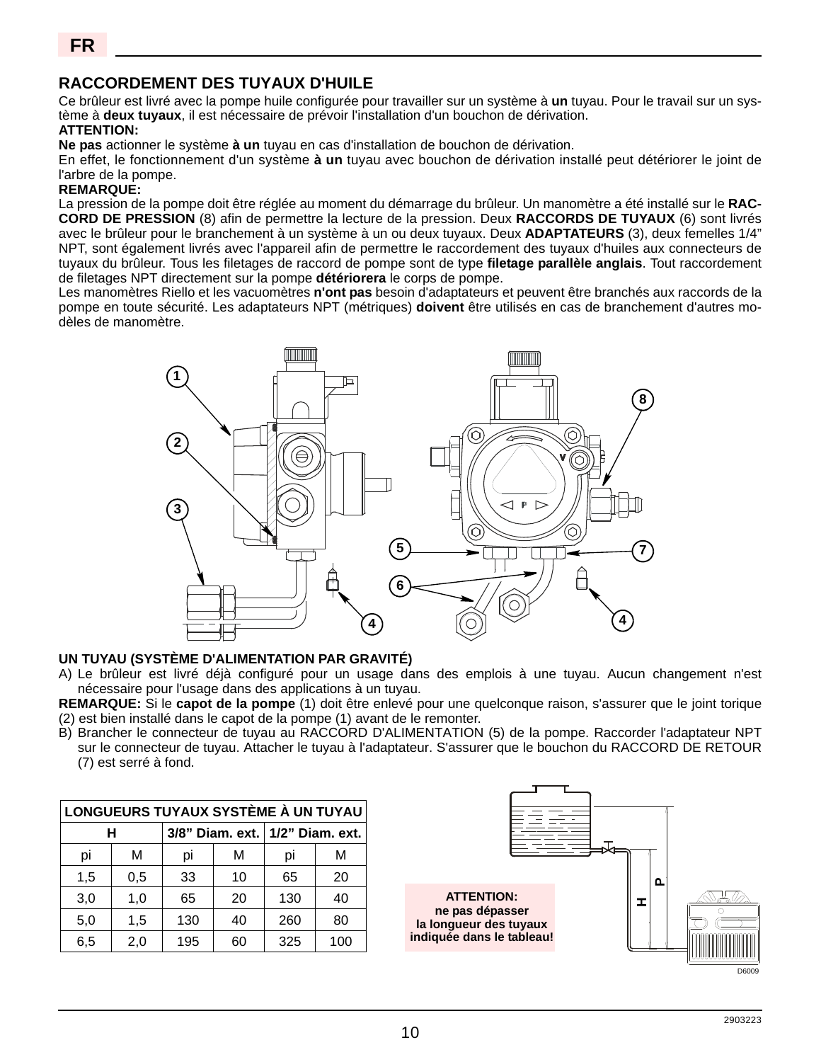## RACCORDEMENT DES TUYAUX D'HUILE

Ce brûleur est livré avec la pompe huile configurée pour travailler sur un système à **un** tuyau. Pour le travail sur un système à **deux tuyaux**, il est nécessaire de prévoir l'installation d'un bouchon de dérivation.

**ATTENTION:**

**Ne pas** actionner le système **à un** tuyau en cas d'installation de bouchon de dérivation.

En effet, le fonctionnement d'un système **à un** tuyau avec bouchon de dérivation installé peut détériorer le joint de l'arbre de la pompe.

**REMARQUE:**

La pression de la pompe doit être réglée au moment du démarrage du brûleur. Un manomètre a été installé sur le **RACCORD DE PRESSION** (8) afin de permettre la lecture de la pression. Deux **RACCORDS DE TUYAUX** (6) sont livrés avec le brûleur pour le branchement à un système à un ou deux tuyaux. Deux **ADAPTATEURS** (3), deux femelles 1/4" NPT, sont également livrés avec l'appareil afin de permettre le raccordement des tuyaux d'huiles aux connecteurs de tuyaux du brûleur. Tous les filetages de raccord de pompe sont de type **filetage parallèle anglais**. Tout raccordement de filetages NPT directement sur la pompe **détériorera** le corps de pompe.

Les manomètres Riello et les vacuomètres **n'ont pas** besoin d'adaptateurs et peuvent être branchés aux raccords de la pompe en toute sécurité. Les adaptateurs NPT (métriques) **doivent** être utilisés en cas de branchement d'autres modèles de manomètre.

### UN TUYAU (SYSTÈME D'ALIMENTATION PAR GRAVITÉ)

A) Le brûleur est livré déjà configuré pour un usage dans des emplois à une tuyau. Aucun changement n'est nécessaire pour l'usage dans des applications à un tuyau.

**REMARQUE:** Si le **capot de la pompe** (1) doit être enlevé pour une quelconque raison, s'assurer que le joint torique (2) est bien installé dans le capot de la pompe (1) avant de le remonter.

B) Brancher le connecteur de tuyau au RACCORD D'ALIMENTATION (5) de la pompe. Raccorder l'adaptateur NPT sur le connecteur de tuyau. Attacher le tuyau à l'adaptateur. S'assurer que le bouchon du RACCORD DE RETOUR (7) est serré à fond.

| LONGUEURS TUYAUX SYSTÈME À UN TUYAU | | | | | |
|---|---|---|---|---|---|
| H | | 3/8" Diam. ext. | | 1/2" Diam. ext. | |
| pi | M | pi | M | pi | M |
| 1,5 | 0,5 | 33 | 10 | 65 | 20 |
| 3,0 | 1,0 | 65 | 20 | 130 | 40 |
| 5,0 | 1,5 | 130 | 40 | 260 | 80 |
| 6,5 | 2,0 | 195 | 60 | 325 | 100 |

**ATTENTION: ne pas dépasser la longueur des tuyaux indiquée dans le tableau!**

D6009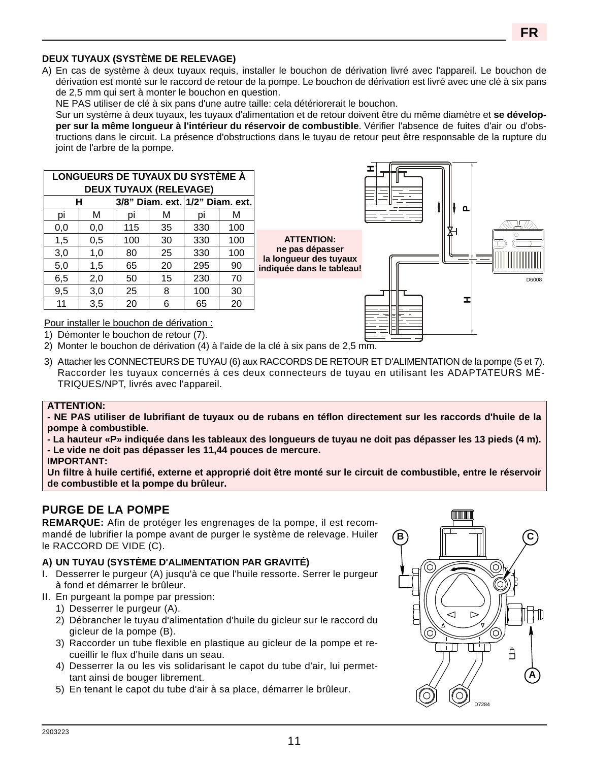### DEUX TUYAUX (SYSTÈME DE RELEVAGE)

A) En cas de système à deux tuyaux requis, installer le bouchon de dérivation livré avec l'appareil. Le bouchon de dérivation est monté sur le raccord de retour de la pompe. Le bouchon de dérivation est livré avec une clé à six pans de 2,5 mm qui sert à monter le bouchon en question.
NE PAS utiliser de clé à six pans d'une autre taille: cela détériorerait le bouchon.
Sur un système à deux tuyaux, les tuyaux d'alimentation et de retour doivent être du même diamètre et **se développer sur la même longueur à l'intérieur du réservoir de combustible**. Vérifier l'absence de fuites d'air ou d'obstructions dans le circuit. La présence d'obstructions dans le tuyau de retour peut être responsable de la rupture du joint de l'arbre de la pompe.

| LONGUEURS DE TUYAUX DU SYSTÈME À DEUX TUYAUX (RELEVAGE) | | | | | |
|---|---|---|---|---|---|
| H | | 3/8" Diam. ext. | | 1/2" Diam. ext. | |
| pi | M | pi | M | pi | M |
| 0,0 | 0,0 | 115 | 35 | 330 | 100 |
| 1,5 | 0,5 | 100 | 30 | 330 | 100 |
| 3,0 | 1,0 | 80 | 25 | 330 | 100 |
| 5,0 | 1,5 | 65 | 20 | 295 | 90 |
| 6,5 | 2,0 | 50 | 15 | 230 | 70 |
| 9,5 | 3,0 | 25 | 8 | 100 | 30 |
| 11 | 3,5 | 20 | 6 | 65 | 20 |

**ATTENTION:
ne pas dépasser
la longueur des tuyaux
indiquée dans le tableau!**

D6008

Pour installer le bouchon de dérivation :

1) Démonter le bouchon de retour (7).
2) Monter le bouchon de dérivation (4) à l'aide de la clé à six pans de 2,5 mm.
3) Attacher les CONNECTEURS DE TUYAU (6) aux RACCORDS DE RETOUR ET D'ALIMENTATION de la pompe (5 et 7). Raccorder les tuyaux concernés à ces deux connecteurs de tuyau en utilisant les ADAPTATEURS MÉTRIQUES/NPT, livrés avec l'appareil.

**ATTENTION:**
**- NE PAS utiliser de lubrifiant de tuyaux ou de rubans en téflon directement sur les raccords d'huile de la pompe à combustible.**
**- La hauteur «P» indiquée dans les tableaux des longueurs de tuyau ne doit pas dépasser les 13 pieds (4 m).**
**- Le vide ne doit pas dépasser les 11,44 pouces de mercure.**
**IMPORTANT:**
**Un filtre à huile certifié, externe et approprié doit être monté sur le circuit de combustible, entre le réservoir de combustible et la pompe du brûleur.**

## PURGE DE LA POMPE

**REMARQUE:** Afin de protéger les engrenages de la pompe, il est recommandé de lubrifier la pompe avant de purger le système de relevage. Huiler le RACCORD DE VIDE (C).

### A) UN TUYAU (SYSTÈME D'ALIMENTATION PAR GRAVITÉ)

I. Desserrer le purgeur (A) jusqu'à ce que l'huile ressorte. Serrer le purgeur à fond et démarrer le brûleur.
II. En purgeant la pompe par pression:
   1) Desserrer le purgeur (A).
   2) Débrancher le tuyau d'alimentation d'huile du gicleur sur le raccord du gicleur de la pompe (B).
   3) Raccorder un tube flexible en plastique au gicleur de la pompe et recueillir le flux d'huile dans un seau.
   4) Desserrer la ou les vis solidarisant le capot du tube d'air, lui permettant ainsi de bouger librement.
   5) En tenant le capot du tube d'air à sa place, démarrer le brûleur.

D7284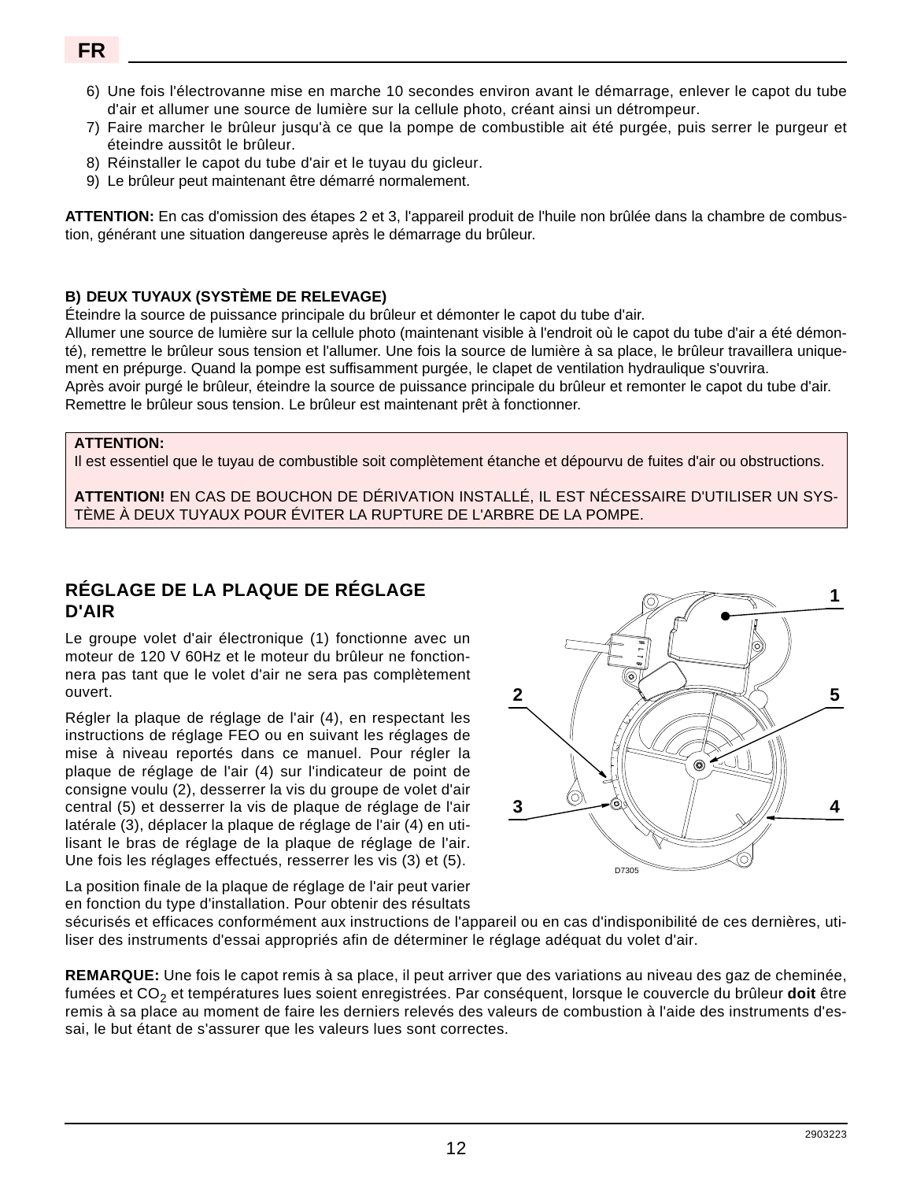6) Une fois l'électrovanne mise en marche 10 secondes environ avant le démarrage, enlever le capot du tube d'air et allumer une source de lumière sur la cellule photo, créant ainsi un détrompeur.
7) Faire marcher le brûleur jusqu'à ce que la pompe de combustible ait été purgée, puis serrer le purgeur et éteindre aussitôt le brûleur.
8) Réinstaller le capot du tube d'air et le tuyau du gicleur.
9) Le brûleur peut maintenant être démarré normalement.

**ATTENTION:** En cas d'omission des étapes 2 et 3, l'appareil produit de l'huile non brûlée dans la chambre de combustion, générant une situation dangereuse après le démarrage du brûleur.

**B) DEUX TUYAUX (SYSTÈME DE RELEVAGE)**

Éteindre la source de puissance principale du brûleur et démonter le capot du tube d'air.
Allumer une source de lumière sur la cellule photo (maintenant visible à l'endroit où le capot du tube d'air a été démonté), remettre le brûleur sous tension et l'allumer. Une fois la source de lumière à sa place, le brûleur travaillera uniquement en prépurge. Quand la pompe est suffisamment purgée, le clapet de ventilation hydraulique s'ouvrira.
Après avoir purgé le brûleur, éteindre la source de puissance principale du brûleur et remonter le capot du tube d'air.
Remettre le brûleur sous tension. Le brûleur est maintenant prêt à fonctionner.

**ATTENTION:**
Il est essentiel que le tuyau de combustible soit complètement étanche et dépourvu de fuites d'air ou obstructions.

**ATTENTION!** EN CAS DE BOUCHON DE DÉRIVATION INSTALLÉ, IL EST NÉCESSAIRE D'UTILISER UN SYSTÈME À DEUX TUYAUX POUR ÉVITER LA RUPTURE DE L'ARBRE DE LA POMPE.

## RÉGLAGE DE LA PLAQUE DE RÉGLAGE D'AIR

Le groupe volet d'air électronique (1) fonctionne avec un moteur de 120 V 60Hz et le moteur du brûleur ne fonctionnera pas tant que le volet d'air ne sera pas complètement ouvert.

Régler la plaque de réglage de l'air (4), en respectant les instructions de réglage FEO ou en suivant les réglages de mise à niveau reportés dans ce manuel. Pour régler la plaque de réglage de l'air (4) sur l'indicateur de point de consigne voulu (2), desserrer la vis du groupe de volet d'air central (5) et desserrer la vis de plaque de réglage de l'air latérale (3), déplacer la plaque de réglage de l'air (4) en utilisant le bras de réglage de la plaque de réglage de l'air. Une fois les réglages effectués, resserrer les vis (3) et (5).

D7305

La position finale de la plaque de réglage de l'air peut varier en fonction du type d'installation. Pour obtenir des résultats sécurisés et efficaces conformément aux instructions de l'appareil ou en cas d'indisponibilité de ces dernières, utiliser des instruments d'essai appropriés afin de déterminer le réglage adéquat du volet d'air.

**REMARQUE:** Une fois le capot remis à sa place, il peut arriver que des variations au niveau des gaz de cheminée, fumées et $CO_2$ et températures lues soient enregistrées. Par conséquent, lorsque le couvercle du brûleur **doit** être remis à sa place au moment de faire les derniers relevés des valeurs de combustion à l'aide des instruments d'essai, le but étant de s'assurer que les valeurs lues sont correctes.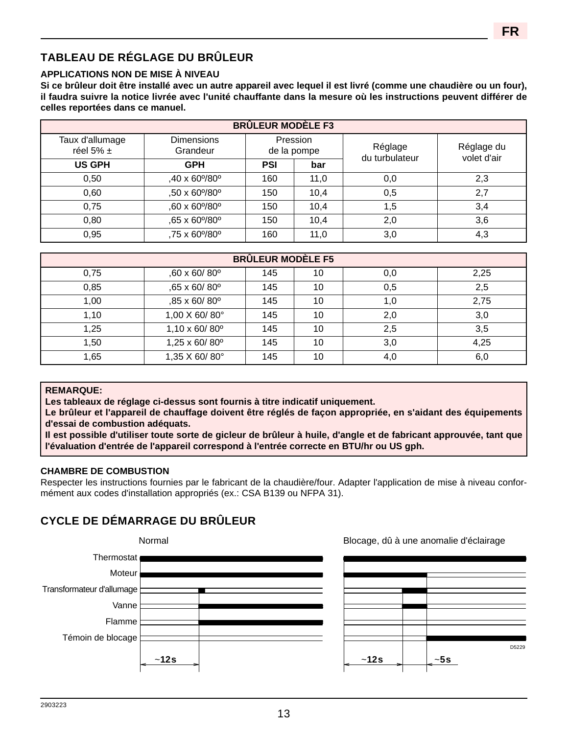## TABLEAU DE RÉGLAGE DU BRÛLEUR

**APPLICATIONS NON DE MISE À NIVEAU**

**Si ce brûleur doit être installé avec un autre appareil avec lequel il est livré (comme une chaudière ou un four), il faudra suivre la notice livrée avec l'unité chauffante dans la mesure où les instructions peuvent différer de celles reportées dans ce manuel.**

| Taux d'allumage réel 5% ± | Dimensions Grandeur | Pression de la pompe | | Réglage du turbulateur | Réglage du volet d'air |
|---|---|---|---|---|---|
| **US GPH** | **GPH** | **PSI** | **bar** | | |
| **BRÛLEUR MODÈLE F3** | | | | | |
| 0,50 | ,40 x 60º/80º | 160 | 11,0 | 0,0 | 2,3 |
| 0,60 | ,50 x 60º/80º | 150 | 10,4 | 0,5 | 2,7 |
| 0,75 | ,60 x 60º/80º | 150 | 10,4 | 1,5 | 3,4 |
| 0,80 | ,65 x 60º/80º | 150 | 10,4 | 2,0 | 3,6 |
| 0,95 | ,75 x 60º/80º | 160 | 11,0 | 3,0 | 4,3 |
| **BRÛLEUR MODÈLE F5** | | | | | |
| 0,75 | ,60 x 60/ 80º | 145 | 10 | 0,0 | 2,25 |
| 0,85 | ,65 x 60/ 80º | 145 | 10 | 0,5 | 2,5 |
| 1,00 | ,85 x 60/ 80º | 145 | 10 | 1,0 | 2,75 |
| 1,10 | 1,00 X 60/ 80° | 145 | 10 | 2,0 | 3,0 |
| 1,25 | 1,10 x 60/ 80º | 145 | 10 | 2,5 | 3,5 |
| 1,50 | 1,25 x 60/ 80º | 145 | 10 | 3,0 | 4,25 |
| 1,65 | 1,35 X 60/ 80° | 145 | 10 | 4,0 | 6,0 |

**REMARQUE:**
**Les tableaux de réglage ci-dessus sont fournis à titre indicatif uniquement.**
**Le brûleur et l'appareil de chauffage doivent être réglés de façon appropriée, en s'aidant des équipements d'essai de combustion adéquats.**
**Il est possible d'utiliser toute sorte de gicleur de brûleur à huile, d'angle et de fabricant approuvée, tant que l'évaluation d'entrée de l'appareil correspond à l'entrée correcte en BTU/hr ou US gph.**

**CHAMBRE DE COMBUSTION**

Respecter les instructions fournies par le fabricant de la chaudière/four. Adapter l'application de mise à niveau conformément aux codes d'installation appropriés (ex.: CSA B139 ou NFPA 31).

## CYCLE DE DÉMARRAGE DU BRÛLEUR

Normal — Blocage, dû à une anomalie d'éclairage

Thermostat
Moteur
Transformateur d'allumage
Vanne
Flamme
Témoin de blocage

~12s — ~12s — ~5s

D5229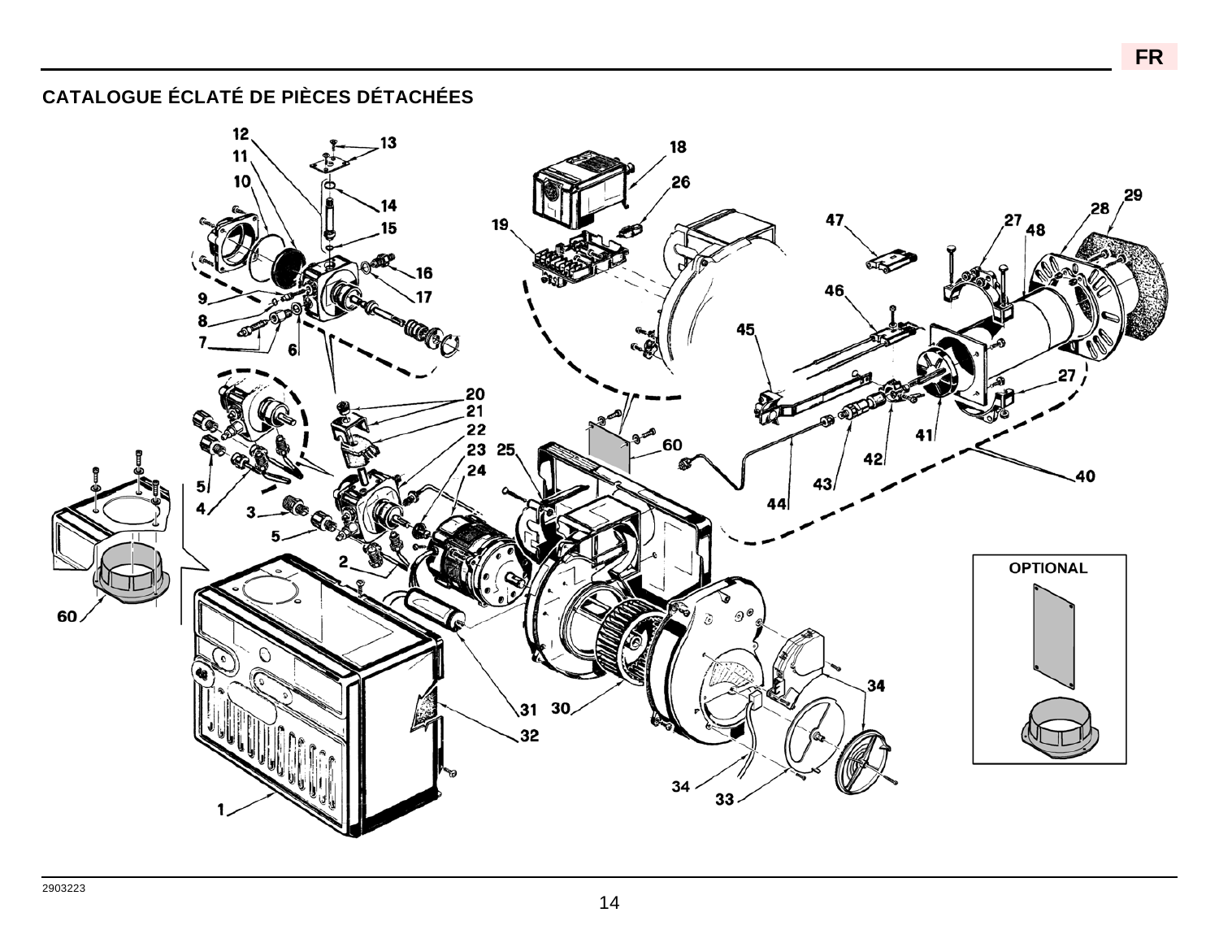# CATALOGUE ÉCLATÉ DE PIÈCES DÉTACHÉES

OPTIONAL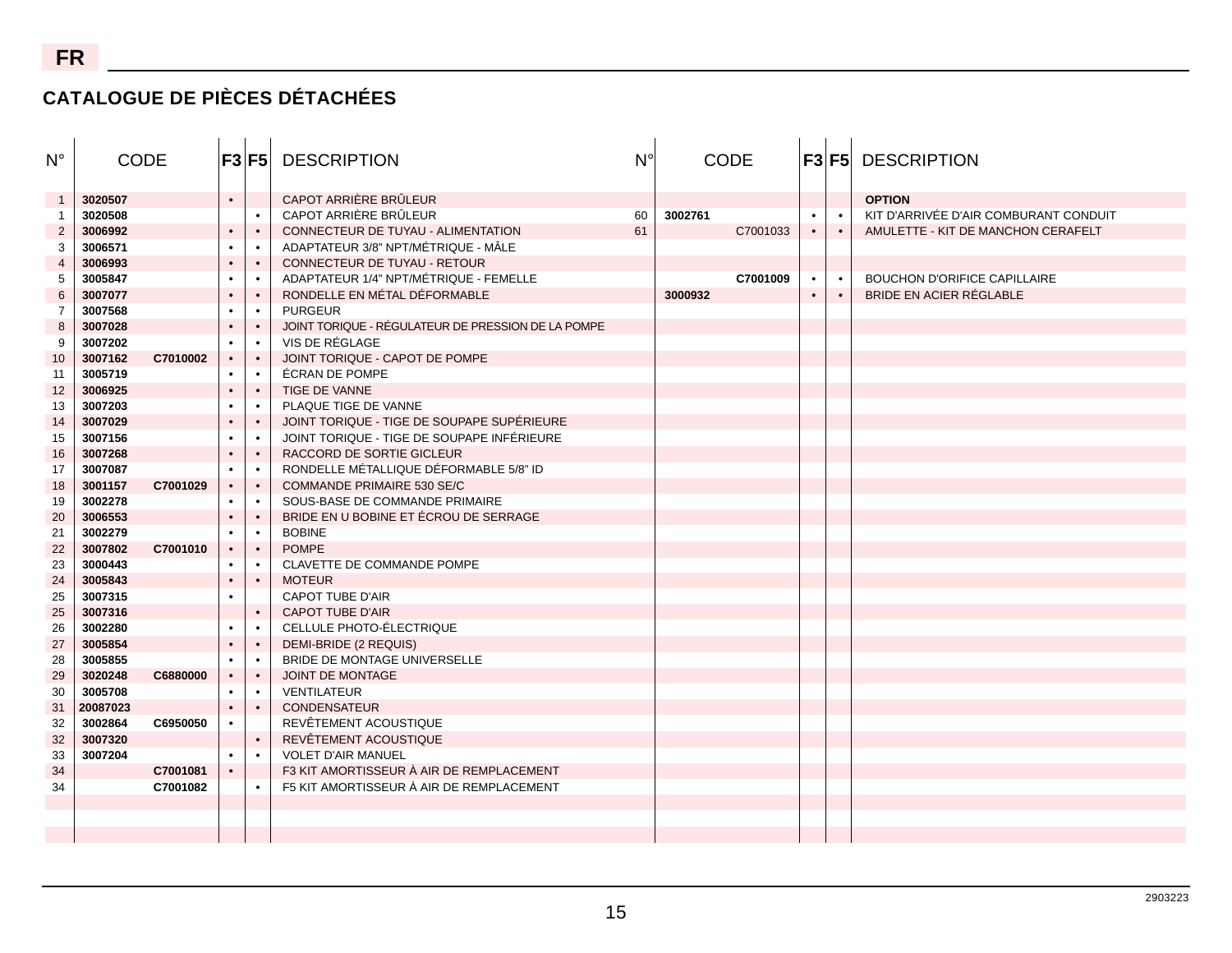## CATALOGUE DE PIÈCES DÉTACHÉES

| N° | CODE | | F3 | F5 | DESCRIPTION |
|---|---|---|---|---|---|
| 1 | 3020507 | | • | | CAPOT ARRIÈRE BRÛLEUR |
| 1 | 3020508 | | | • | CAPOT ARRIÈRE BRÛLEUR |
| 2 | 3006992 | | • | • | CONNECTEUR DE TUYAU - ALIMENTATION |
| 3 | 3006571 | | • | • | ADAPTATEUR 3/8" NPT/MÉTRIQUE - MÂLE |
| 4 | 3006993 | | • | • | CONNECTEUR DE TUYAU - RETOUR |
| 5 | 3005847 | | • | • | ADAPTATEUR 1/4" NPT/MÉTRIQUE - FEMELLE |
| 6 | 3007077 | | • | • | RONDELLE EN MÉTAL DÉFORMABLE |
| 7 | 3007568 | | • | • | PURGEUR |
| 8 | 3007028 | | • | • | JOINT TORIQUE - RÉGULATEUR DE PRESSION DE LA POMPE |
| 9 | 3007202 | | • | • | VIS DE RÉGLAGE |
| 10 | 3007162 | C7010002 | • | • | JOINT TORIQUE - CAPOT DE POMPE |
| 11 | 3005719 | | • | • | ÉCRAN DE POMPE |
| 12 | 3006925 | | • | • | TIGE DE VANNE |
| 13 | 3007203 | | • | • | PLAQUE TIGE DE VANNE |
| 14 | 3007029 | | • | • | JOINT TORIQUE - TIGE DE SOUPAPE SUPÉRIEURE |
| 15 | 3007156 | | • | • | JOINT TORIQUE - TIGE DE SOUPAPE INFÉRIEURE |
| 16 | 3007268 | | • | • | RACCORD DE SORTIE GICLEUR |
| 17 | 3007087 | | • | • | RONDELLE MÉTALLIQUE DÉFORMABLE 5/8" ID |
| 18 | 3001157 | C7001029 | • | • | COMMANDE PRIMAIRE 530 SE/C |
| 19 | 3002278 | | • | • | SOUS-BASE DE COMMANDE PRIMAIRE |
| 20 | 3006553 | | • | • | BRIDE EN U BOBINE ET ÉCROU DE SERRAGE |
| 21 | 3002279 | | • | • | BOBINE |
| 22 | 3007802 | C7001010 | • | • | POMPE |
| 23 | 3000443 | | • | • | CLAVETTE DE COMMANDE POMPE |
| 24 | 3005843 | | • | • | MOTEUR |
| 25 | 3007315 | | • | | CAPOT TUBE D'AIR |
| 25 | 3007316 | | | • | CAPOT TUBE D'AIR |
| 26 | 3002280 | | • | • | CELLULE PHOTO-ÉLECTRIQUE |
| 27 | 3005854 | | • | • | DEMI-BRIDE (2 REQUIS) |
| 28 | 3005855 | | • | • | BRIDE DE MONTAGE UNIVERSELLE |
| 29 | 3020248 | C6880000 | • | • | JOINT DE MONTAGE |
| 30 | 3005708 | | • | • | VENTILATEUR |
| 31 | 20087023 | | • | • | CONDENSATEUR |
| 32 | 3002864 | C6950050 | • | | REVÊTEMENT ACOUSTIQUE |
| 32 | 3007320 | | | • | REVÊTEMENT ACOUSTIQUE |
| 33 | 3007204 | | • | • | VOLET D'AIR MANUEL |
| 34 | | C7001081 | • | | F3 KIT AMORTISSEUR À AIR DE REMPLACEMENT |
| 34 | | C7001082 | | • | F5 KIT AMORTISSEUR À AIR DE REMPLACEMENT |

| N° | CODE | | F3 | F5 | DESCRIPTION |
|---|---|---|---|---|---|
| | | | | | **OPTION** |
| 60 | 3002761 | | • | • | KIT D'ARRIVÉE D'AIR COMBURANT CONDUIT |
| 61 | | C7001033 | • | • | AMULETTE - KIT DE MANCHON CERAFELT |
| | | | | | |
| | | C7001009 | • | • | BOUCHON D'ORIFICE CAPILLAIRE |
| | 3000932 | | • | • | BRIDE EN ACIER RÉGLABLE |

2903223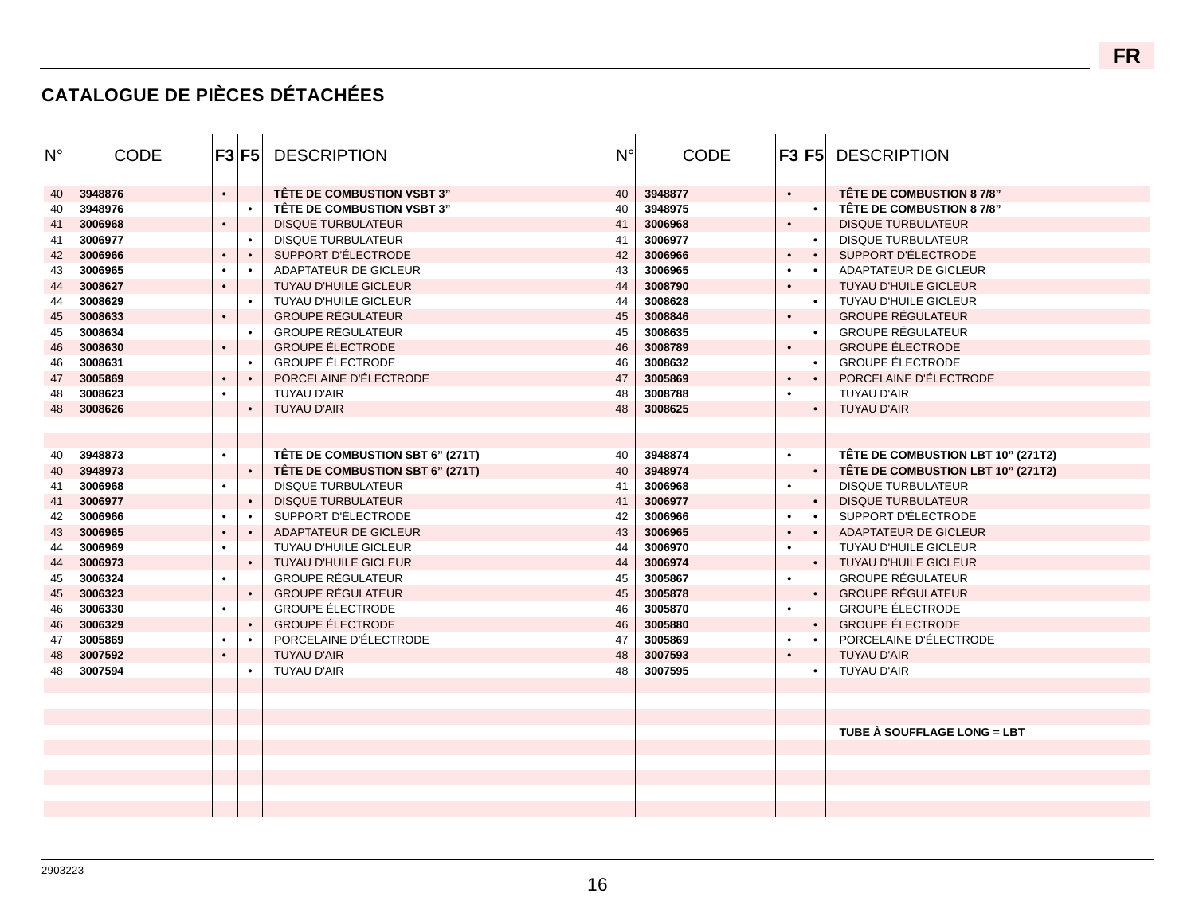## CATALOGUE DE PIÈCES DÉTACHÉES

| N° | CODE | F3 | F5 | DESCRIPTION |
|---|---|---|---|---|
| 40 | **3948876** | • | | **TÊTE DE COMBUSTION VSBT 3”** |
| 40 | **3948976** | | • | **TÊTE DE COMBUSTION VSBT 3”** |
| 41 | **3006968** | • | | DISQUE TURBULATEUR |
| 41 | **3006977** | | • | DISQUE TURBULATEUR |
| 42 | **3006966** | • | • | SUPPORT D'ÉLECTRODE |
| 43 | **3006965** | • | • | ADAPTATEUR DE GICLEUR |
| 44 | **3008627** | • | | TUYAU D'HUILE GICLEUR |
| 44 | **3008629** | | • | TUYAU D'HUILE GICLEUR |
| 45 | **3008633** | • | | GROUPE RÉGULATEUR |
| 45 | **3008634** | | • | GROUPE RÉGULATEUR |
| 46 | **3008630** | • | | GROUPE ÉLECTRODE |
| 46 | **3008631** | | • | GROUPE ÉLECTRODE |
| 47 | **3005869** | • | • | PORCELAINE D'ÉLECTRODE |
| 48 | **3008623** | • | | TUYAU D'AIR |
| 48 | **3008626** | | • | TUYAU D'AIR |
| | | | | |
| 40 | **3948873** | • | | **TÊTE DE COMBUSTION SBT 6” (271T)** |
| 40 | **3948973** | | • | **TÊTE DE COMBUSTION SBT 6” (271T)** |
| 41 | **3006968** | • | | DISQUE TURBULATEUR |
| 41 | **3006977** | | • | DISQUE TURBULATEUR |
| 42 | **3006966** | • | • | SUPPORT D'ÉLECTRODE |
| 43 | **3006965** | • | • | ADAPTATEUR DE GICLEUR |
| 44 | **3006969** | • | | TUYAU D'HUILE GICLEUR |
| 44 | **3006973** | | • | TUYAU D'HUILE GICLEUR |
| 45 | **3006324** | • | | GROUPE RÉGULATEUR |
| 45 | **3006323** | | • | GROUPE RÉGULATEUR |
| 46 | **3006330** | • | | GROUPE ÉLECTRODE |
| 46 | **3006329** | | • | GROUPE ÉLECTRODE |
| 47 | **3005869** | • | • | PORCELAINE D'ÉLECTRODE |
| 48 | **3007592** | • | | TUYAU D'AIR |
| 48 | **3007594** | | • | TUYAU D'AIR |

| N° | CODE | F3 | F5 | DESCRIPTION |
|---|---|---|---|---|
| 40 | **3948877** | • | | **TÊTE DE COMBUSTION 8 7/8”** |
| 40 | **3948975** | | • | **TÊTE DE COMBUSTION 8 7/8”** |
| 41 | **3006968** | • | | DISQUE TURBULATEUR |
| 41 | **3006977** | | • | DISQUE TURBULATEUR |
| 42 | **3006966** | • | • | SUPPORT D'ÉLECTRODE |
| 43 | **3006965** | • | • | ADAPTATEUR DE GICLEUR |
| 44 | **3008790** | • | | TUYAU D'HUILE GICLEUR |
| 44 | **3008628** | | • | TUYAU D'HUILE GICLEUR |
| 45 | **3008846** | • | | GROUPE RÉGULATEUR |
| 45 | **3008635** | | • | GROUPE RÉGULATEUR |
| 46 | **3008789** | • | | GROUPE ÉLECTRODE |
| 46 | **3008632** | | • | GROUPE ÉLECTRODE |
| 47 | **3005869** | • | • | PORCELAINE D'ÉLECTRODE |
| 48 | **3008788** | • | | TUYAU D'AIR |
| 48 | **3008625** | | • | TUYAU D'AIR |
| | | | | |
| 40 | **3948874** | • | | **TÊTE DE COMBUSTION LBT 10” (271T2)** |
| 40 | **3948974** | | • | **TÊTE DE COMBUSTION LBT 10” (271T2)** |
| 41 | **3006968** | • | | DISQUE TURBULATEUR |
| 41 | **3006977** | | • | DISQUE TURBULATEUR |
| 42 | **3006966** | • | • | SUPPORT D'ÉLECTRODE |
| 43 | **3006965** | • | • | ADAPTATEUR DE GICLEUR |
| 44 | **3006970** | • | | TUYAU D'HUILE GICLEUR |
| 44 | **3006974** | | • | TUYAU D'HUILE GICLEUR |
| 45 | **3005867** | • | | GROUPE RÉGULATEUR |
| 45 | **3005878** | | • | GROUPE RÉGULATEUR |
| 46 | **3005870** | • | | GROUPE ÉLECTRODE |
| 46 | **3005880** | | • | GROUPE ÉLECTRODE |
| 47 | **3005869** | • | • | PORCELAINE D'ÉLECTRODE |
| 48 | **3007593** | • | | TUYAU D'AIR |
| 48 | **3007595** | | • | TUYAU D'AIR |

**TUBE À SOUFFLAGE LONG = LBT**

2903223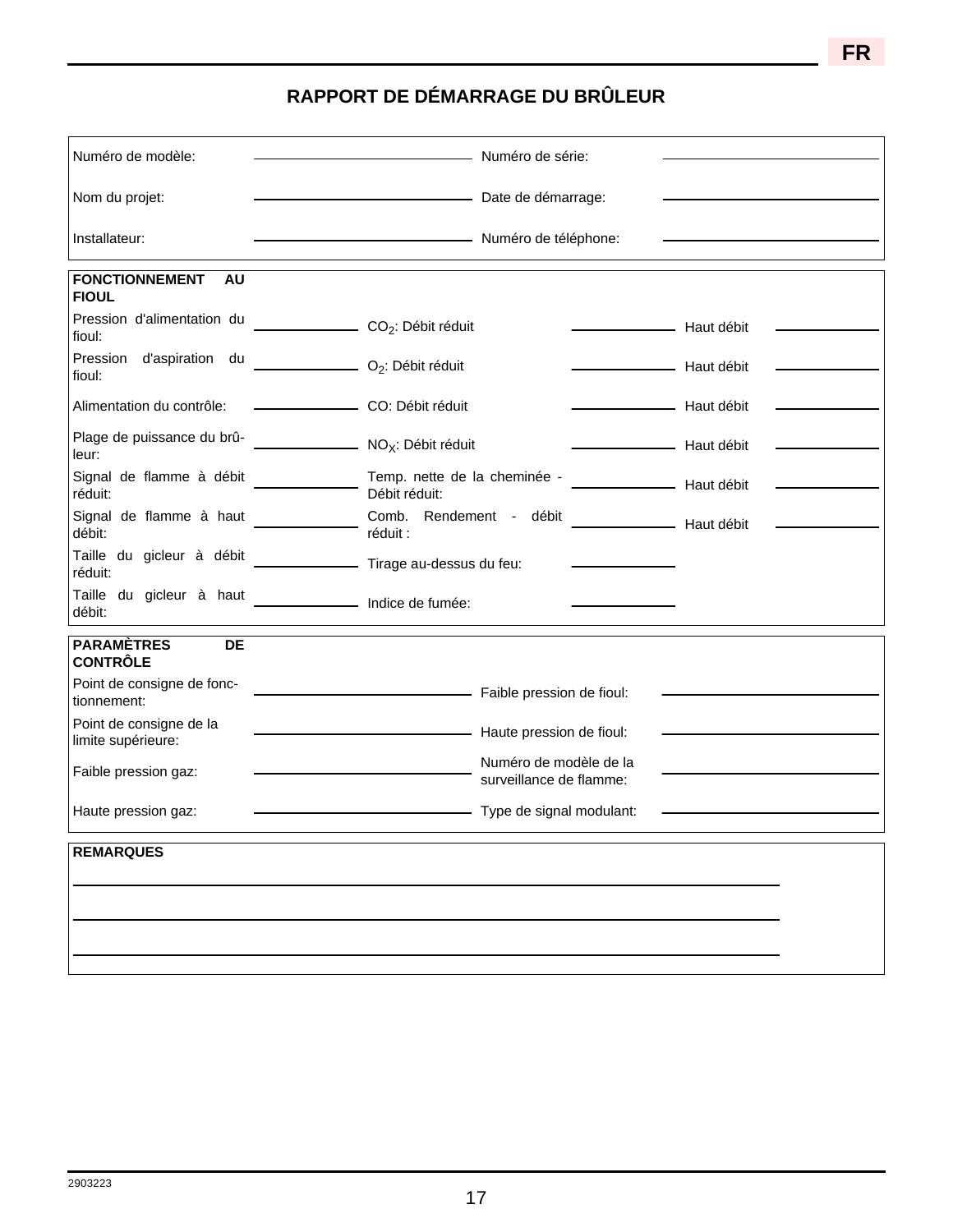## RAPPORT DE DÉMARRAGE DU BRÛLEUR

| | | | |
|---|---|---|---|
| Numéro de modèle: | | Numéro de série: | |
| Nom du projet: | | Date de démarrage: | |
| Installateur: | | Numéro de téléphone: | |

| **FONCTIONNEMENT AU FIOUL** | | | | | |
|---|---|---|---|---|---|
| Pression d'alimentation du fioul: | | $CO_2$: Débit réduit | | Haut débit | |
| Pression d'aspiration du fioul: | | $O_2$: Débit réduit | | Haut débit | |
| Alimentation du contrôle: | | CO: Débit réduit | | Haut débit | |
| Plage de puissance du brûleur: | | $NO_X$: Débit réduit | | Haut débit | |
| Signal de flamme à débit réduit: | | Temp. nette de la cheminée - Débit réduit: | | Haut débit | |
| Signal de flamme à haut débit: | | Comb. Rendement - débit réduit : | | Haut débit | |
| Taille du gicleur à débit réduit: | | Tirage au-dessus du feu: | | | |
| Taille du gicleur à haut débit: | | Indice de fumée: | | | |

| **PARAMÈTRES DE CONTRÔLE** | | | |
|---|---|---|---|
| Point de consigne de fonctionnement: | | Faible pression de fioul: | |
| Point de consigne de la limite supérieure: | | Haute pression de fioul: | |
| Faible pression gaz: | | Numéro de modèle de la surveillance de flamme: | |
| Haute pression gaz: | | Type de signal modulant: | |

**REMARQUES**

______________________________________________

______________________________________________

______________________________________________

2903223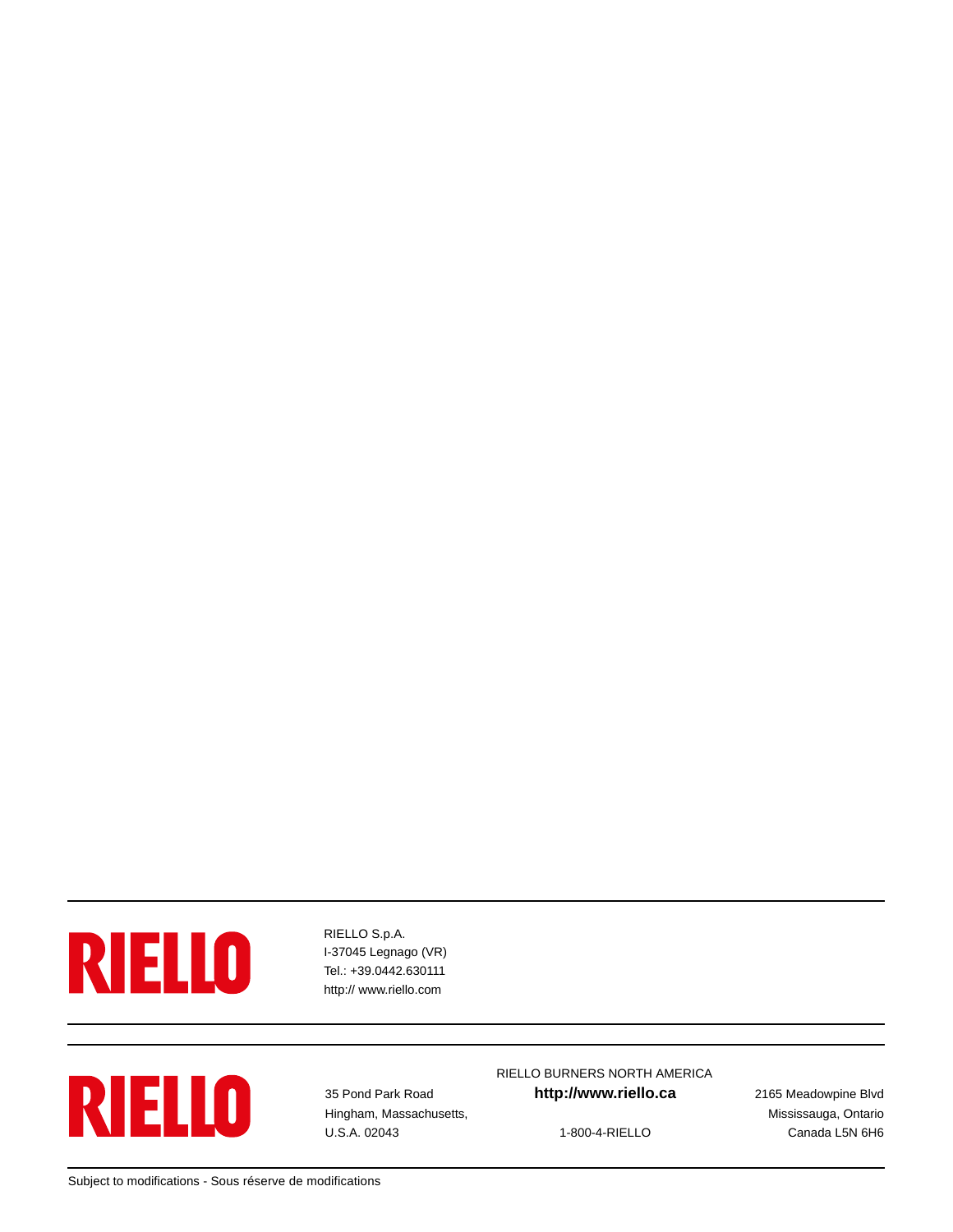RIELLO

RIELLO S.p.A.
I-37045 Legnago (VR)
Tel.: +39.0442.630111
http:// www.riello.com

RIELLO

RIELLO BURNERS NORTH AMERICA

**http://www.riello.ca**

35 Pond Park Road
Hingham, Massachusetts,
U.S.A. 02043

1-800-4-RIELLO

2165 Meadowpine Blvd
Mississauga, Ontario
Canada L5N 6H6

Subject to modifications - Sous réserve de modifications